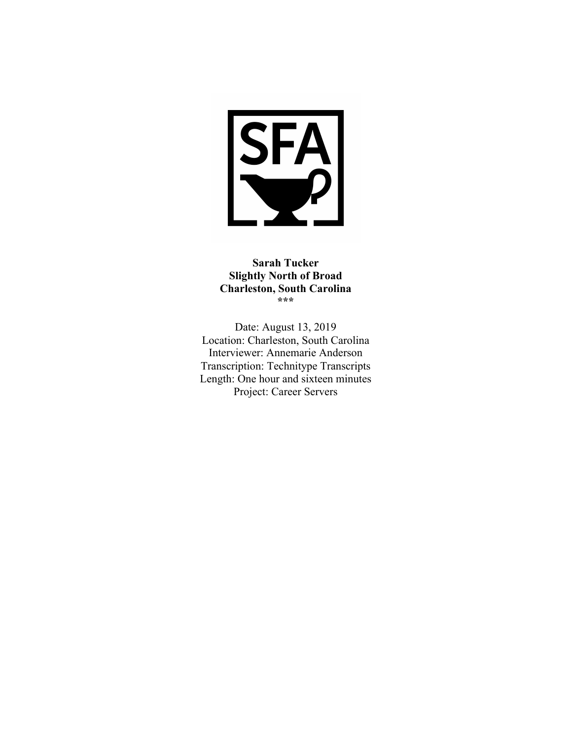**Sarah Tucker**
**Slightly North of Broad**
**Charleston, South Carolina**
***

Date: August 13, 2019
Location: Charleston, South Carolina
Interviewer: Annemarie Anderson
Transcription: Technitype Transcripts
Length: One hour and sixteen minutes
Project: Career Servers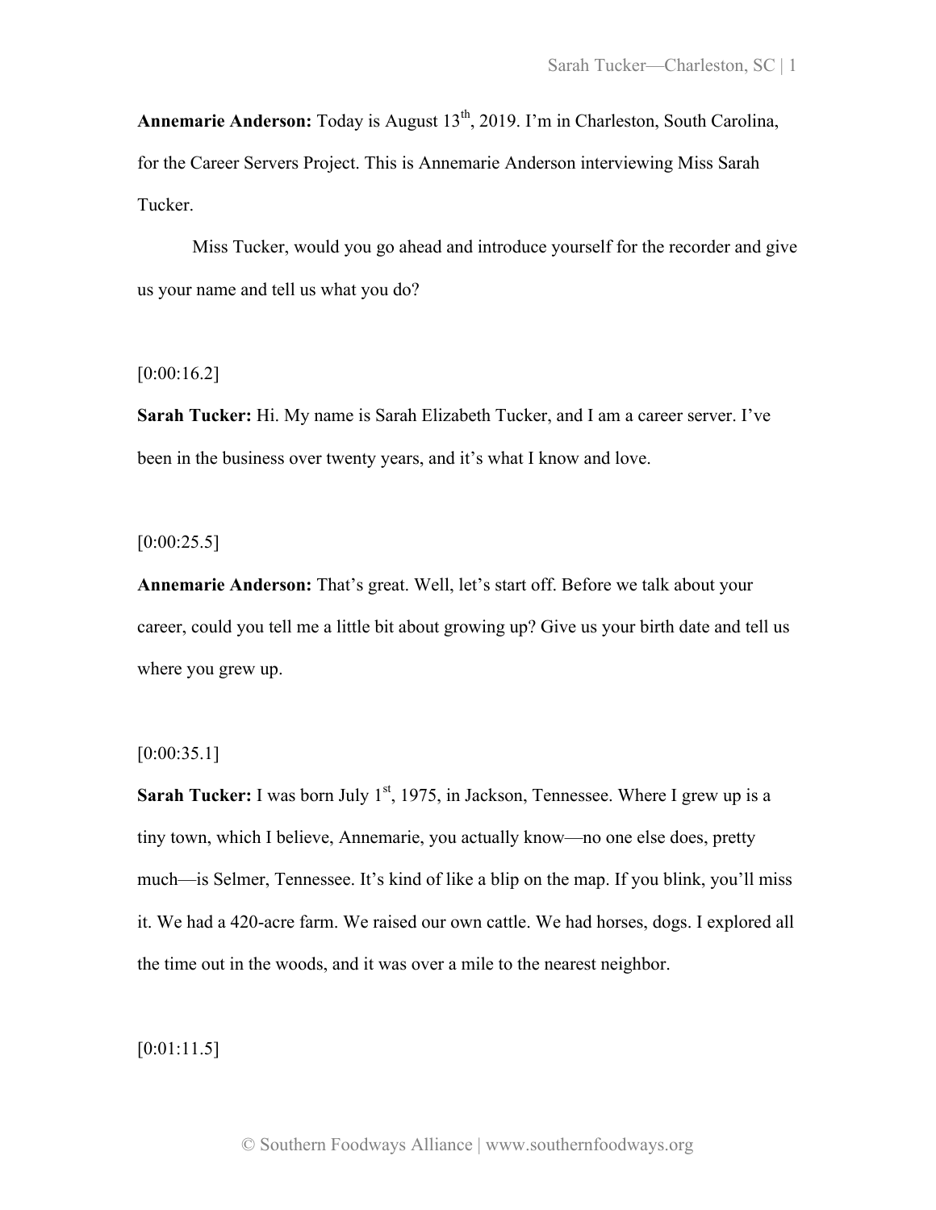**Annemarie Anderson:** Today is August 13th, 2019. I'm in Charleston, South Carolina, for the Career Servers Project. This is Annemarie Anderson interviewing Miss Sarah Tucker.

Miss Tucker, would you go ahead and introduce yourself for the recorder and give us your name and tell us what you do?

[0:00:16.2]

**Sarah Tucker:** Hi. My name is Sarah Elizabeth Tucker, and I am a career server. I've been in the business over twenty years, and it's what I know and love.

[0:00:25.5]

**Annemarie Anderson:** That's great. Well, let's start off. Before we talk about your career, could you tell me a little bit about growing up? Give us your birth date and tell us where you grew up.

[0:00:35.1]

**Sarah Tucker:** I was born July 1st, 1975, in Jackson, Tennessee. Where I grew up is a tiny town, which I believe, Annemarie, you actually know—no one else does, pretty much—is Selmer, Tennessee. It's kind of like a blip on the map. If you blink, you'll miss it. We had a 420-acre farm. We raised our own cattle. We had horses, dogs. I explored all the time out in the woods, and it was over a mile to the nearest neighbor.

[0:01:11.5]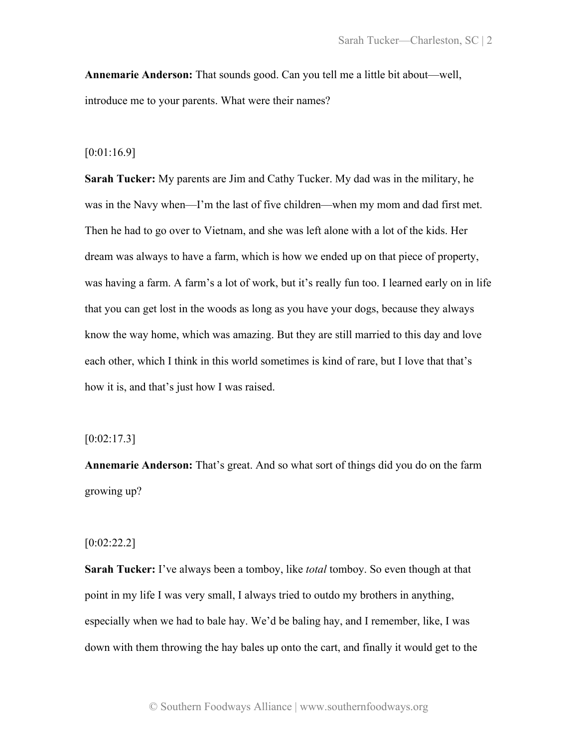**Annemarie Anderson:** That sounds good. Can you tell me a little bit about—well, introduce me to your parents. What were their names?

[0:01:16.9]

**Sarah Tucker:** My parents are Jim and Cathy Tucker. My dad was in the military, he was in the Navy when—I'm the last of five children—when my mom and dad first met. Then he had to go over to Vietnam, and she was left alone with a lot of the kids. Her dream was always to have a farm, which is how we ended up on that piece of property, was having a farm. A farm's a lot of work, but it's really fun too. I learned early on in life that you can get lost in the woods as long as you have your dogs, because they always know the way home, which was amazing. But they are still married to this day and love each other, which I think in this world sometimes is kind of rare, but I love that that's how it is, and that's just how I was raised.

[0:02:17.3]

**Annemarie Anderson:** That's great. And so what sort of things did you do on the farm growing up?

[0:02:22.2]

**Sarah Tucker:** I've always been a tomboy, like *total* tomboy. So even though at that point in my life I was very small, I always tried to outdo my brothers in anything, especially when we had to bale hay. We'd be baling hay, and I remember, like, I was down with them throwing the hay bales up onto the cart, and finally it would get to the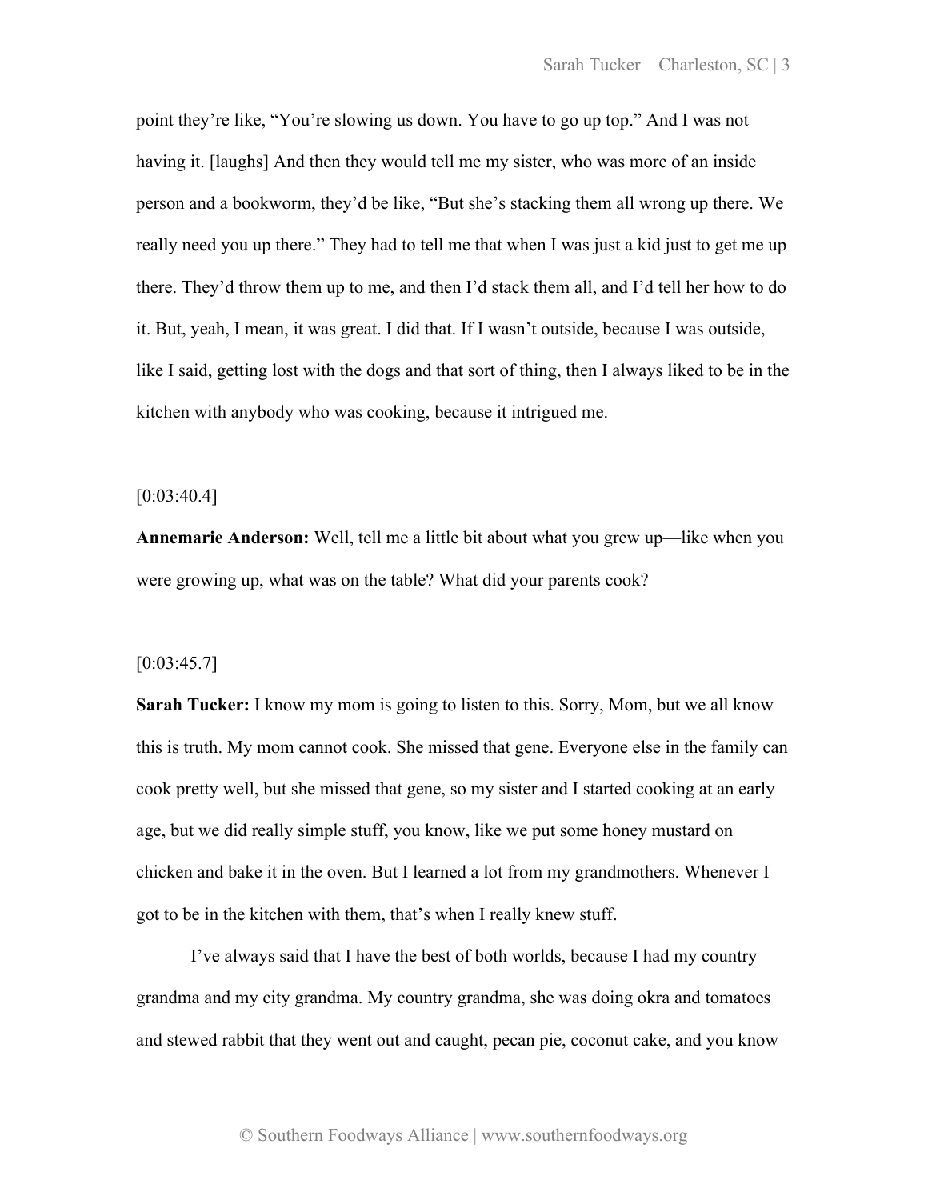point they're like, "You're slowing us down. You have to go up top." And I was not having it. [laughs] And then they would tell me my sister, who was more of an inside person and a bookworm, they'd be like, "But she's stacking them all wrong up there. We really need you up there." They had to tell me that when I was just a kid just to get me up there. They'd throw them up to me, and then I'd stack them all, and I'd tell her how to do it. But, yeah, I mean, it was great. I did that. If I wasn't outside, because I was outside, like I said, getting lost with the dogs and that sort of thing, then I always liked to be in the kitchen with anybody who was cooking, because it intrigued me.

[0:03:40.4]

**Annemarie Anderson:** Well, tell me a little bit about what you grew up—like when you were growing up, what was on the table? What did your parents cook?

[0:03:45.7]

**Sarah Tucker:** I know my mom is going to listen to this. Sorry, Mom, but we all know this is truth. My mom cannot cook. She missed that gene. Everyone else in the family can cook pretty well, but she missed that gene, so my sister and I started cooking at an early age, but we did really simple stuff, you know, like we put some honey mustard on chicken and bake it in the oven. But I learned a lot from my grandmothers. Whenever I got to be in the kitchen with them, that's when I really knew stuff.

I've always said that I have the best of both worlds, because I had my country grandma and my city grandma. My country grandma, she was doing okra and tomatoes and stewed rabbit that they went out and caught, pecan pie, coconut cake, and you know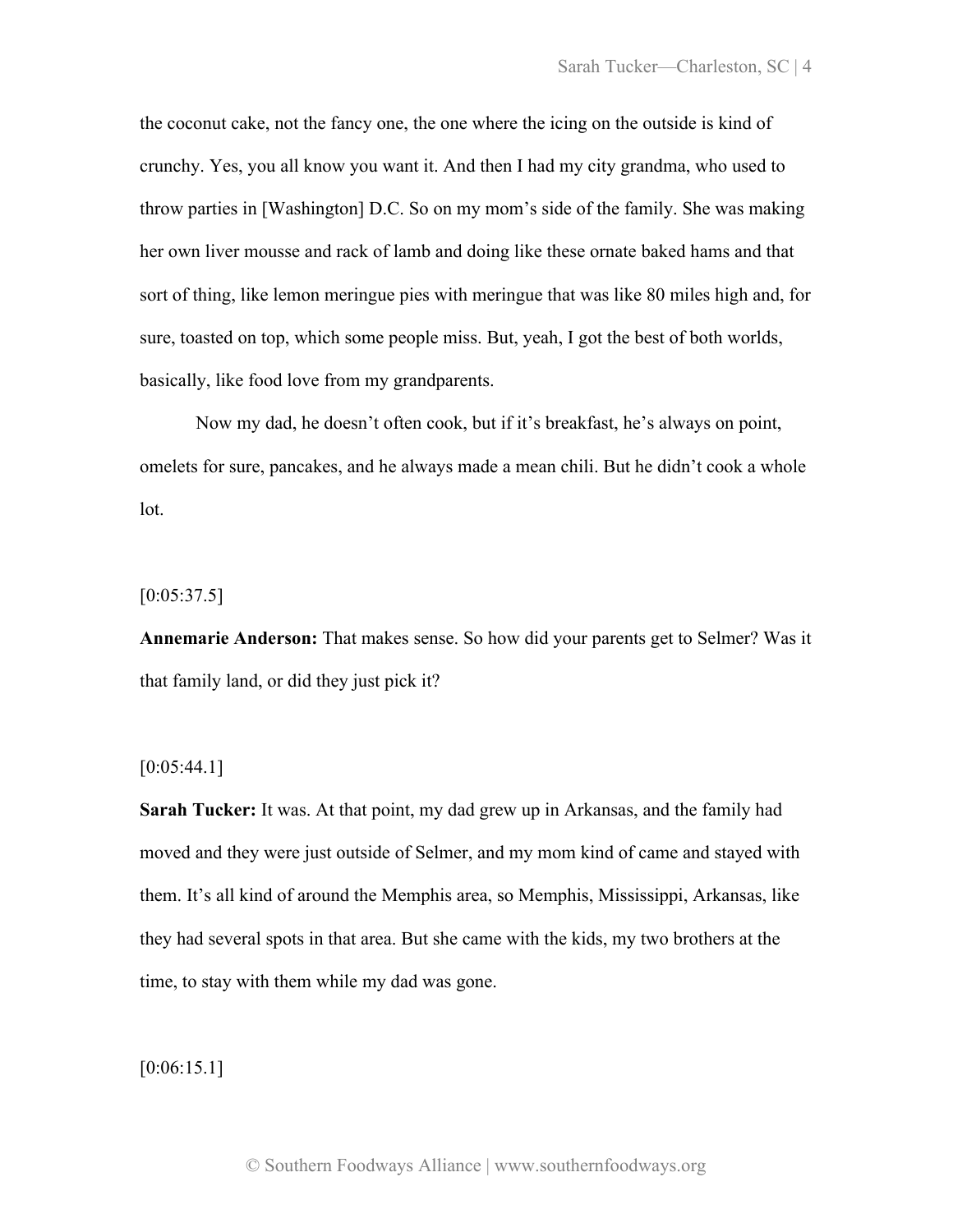the coconut cake, not the fancy one, the one where the icing on the outside is kind of crunchy. Yes, you all know you want it. And then I had my city grandma, who used to throw parties in [Washington] D.C. So on my mom's side of the family. She was making her own liver mousse and rack of lamb and doing like these ornate baked hams and that sort of thing, like lemon meringue pies with meringue that was like 80 miles high and, for sure, toasted on top, which some people miss. But, yeah, I got the best of both worlds, basically, like food love from my grandparents.

Now my dad, he doesn't often cook, but if it's breakfast, he's always on point, omelets for sure, pancakes, and he always made a mean chili. But he didn't cook a whole lot.

[0:05:37.5]

**Annemarie Anderson:** That makes sense. So how did your parents get to Selmer? Was it that family land, or did they just pick it?

[0:05:44.1]

**Sarah Tucker:** It was. At that point, my dad grew up in Arkansas, and the family had moved and they were just outside of Selmer, and my mom kind of came and stayed with them. It's all kind of around the Memphis area, so Memphis, Mississippi, Arkansas, like they had several spots in that area. But she came with the kids, my two brothers at the time, to stay with them while my dad was gone.

[0:06:15.1]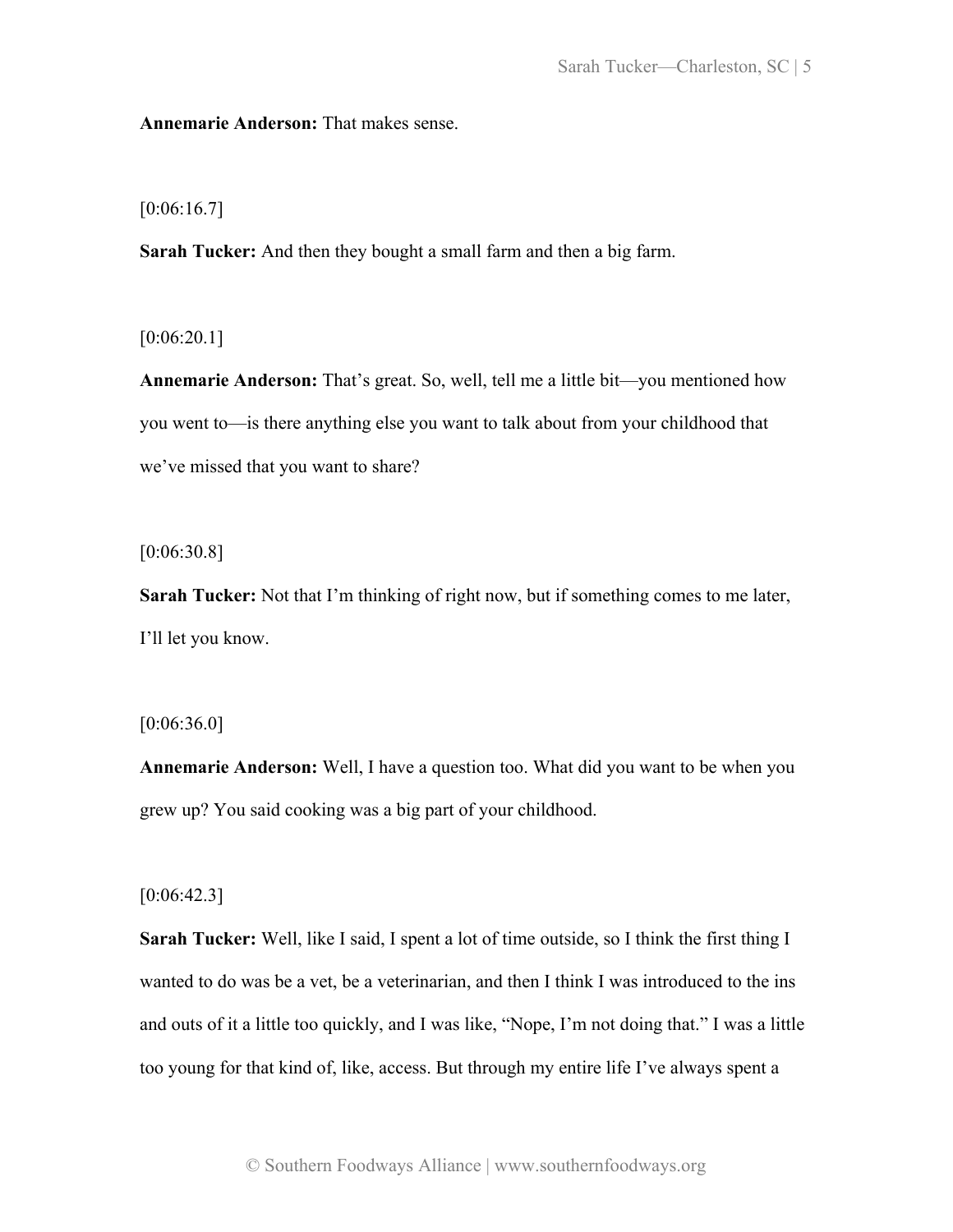**Annemarie Anderson:** That makes sense.

[0:06:16.7]

**Sarah Tucker:** And then they bought a small farm and then a big farm.

[0:06:20.1]

**Annemarie Anderson:** That's great. So, well, tell me a little bit—you mentioned how you went to—is there anything else you want to talk about from your childhood that we've missed that you want to share?

[0:06:30.8]

**Sarah Tucker:** Not that I'm thinking of right now, but if something comes to me later, I'll let you know.

[0:06:36.0]

**Annemarie Anderson:** Well, I have a question too. What did you want to be when you grew up? You said cooking was a big part of your childhood.

[0:06:42.3]

**Sarah Tucker:** Well, like I said, I spent a lot of time outside, so I think the first thing I wanted to do was be a vet, be a veterinarian, and then I think I was introduced to the ins and outs of it a little too quickly, and I was like, "Nope, I'm not doing that." I was a little too young for that kind of, like, access. But through my entire life I've always spent a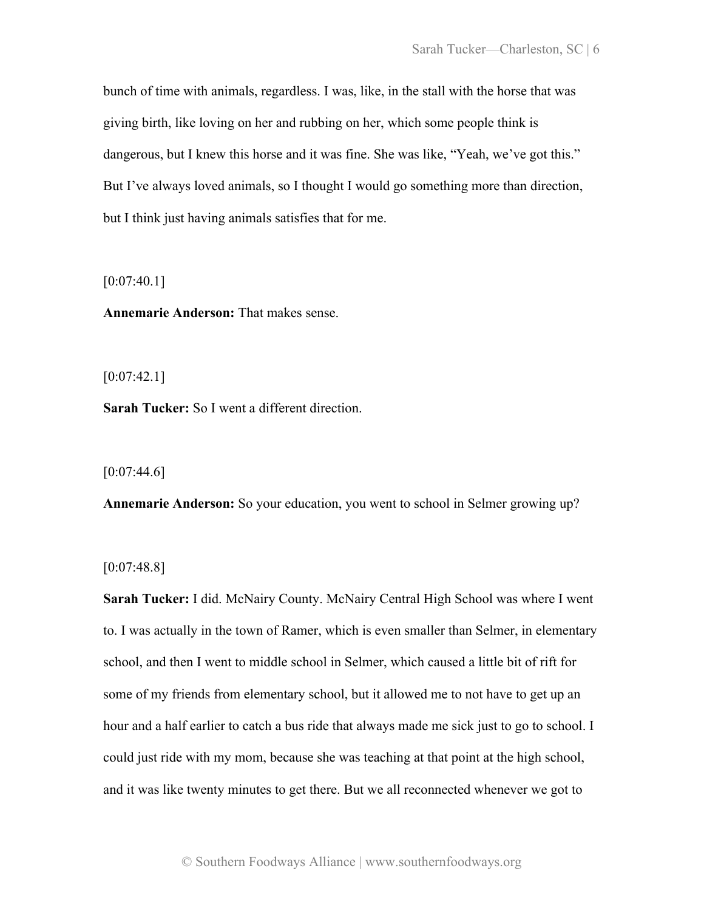bunch of time with animals, regardless. I was, like, in the stall with the horse that was giving birth, like loving on her and rubbing on her, which some people think is dangerous, but I knew this horse and it was fine. She was like, "Yeah, we've got this." But I've always loved animals, so I thought I would go something more than direction, but I think just having animals satisfies that for me.

[0:07:40.1]

**Annemarie Anderson:** That makes sense.

[0:07:42.1]

**Sarah Tucker:** So I went a different direction.

[0:07:44.6]

**Annemarie Anderson:** So your education, you went to school in Selmer growing up?

[0:07:48.8]

**Sarah Tucker:** I did. McNairy County. McNairy Central High School was where I went to. I was actually in the town of Ramer, which is even smaller than Selmer, in elementary school, and then I went to middle school in Selmer, which caused a little bit of rift for some of my friends from elementary school, but it allowed me to not have to get up an hour and a half earlier to catch a bus ride that always made me sick just to go to school. I could just ride with my mom, because she was teaching at that point at the high school, and it was like twenty minutes to get there. But we all reconnected whenever we got to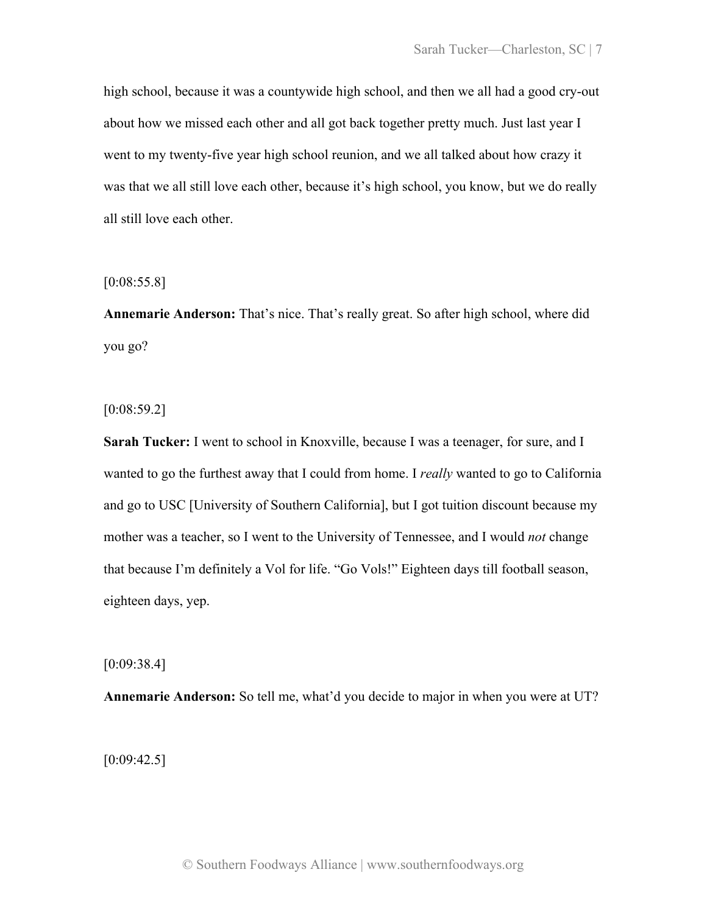high school, because it was a countywide high school, and then we all had a good cry-out about how we missed each other and all got back together pretty much. Just last year I went to my twenty-five year high school reunion, and we all talked about how crazy it was that we all still love each other, because it's high school, you know, but we do really all still love each other.

[0:08:55.8]

**Annemarie Anderson:** That's nice. That's really great. So after high school, where did you go?

[0:08:59.2]

**Sarah Tucker:** I went to school in Knoxville, because I was a teenager, for sure, and I wanted to go the furthest away that I could from home. I *really* wanted to go to California and go to USC [University of Southern California], but I got tuition discount because my mother was a teacher, so I went to the University of Tennessee, and I would *not* change that because I'm definitely a Vol for life. "Go Vols!" Eighteen days till football season, eighteen days, yep.

[0:09:38.4]

**Annemarie Anderson:** So tell me, what'd you decide to major in when you were at UT?

[0:09:42.5]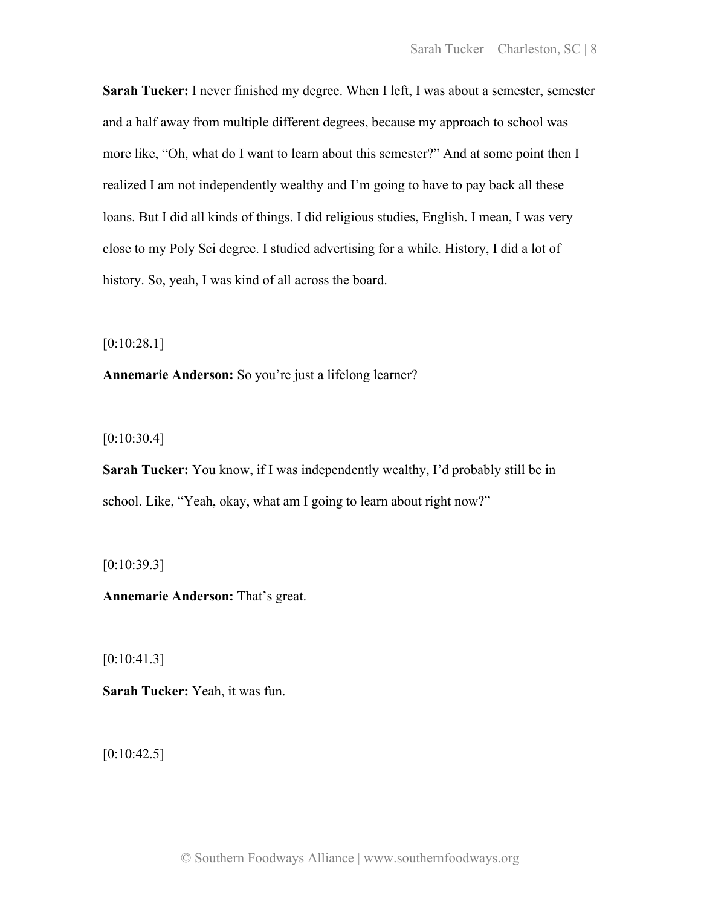**Sarah Tucker:** I never finished my degree. When I left, I was about a semester, semester and a half away from multiple different degrees, because my approach to school was more like, "Oh, what do I want to learn about this semester?" And at some point then I realized I am not independently wealthy and I'm going to have to pay back all these loans. But I did all kinds of things. I did religious studies, English. I mean, I was very close to my Poly Sci degree. I studied advertising for a while. History, I did a lot of history. So, yeah, I was kind of all across the board.

[0:10:28.1]

**Annemarie Anderson:** So you're just a lifelong learner?

[0:10:30.4]

**Sarah Tucker:** You know, if I was independently wealthy, I'd probably still be in school. Like, "Yeah, okay, what am I going to learn about right now?"

[0:10:39.3]

**Annemarie Anderson:** That's great.

[0:10:41.3]

**Sarah Tucker:** Yeah, it was fun.

[0:10:42.5]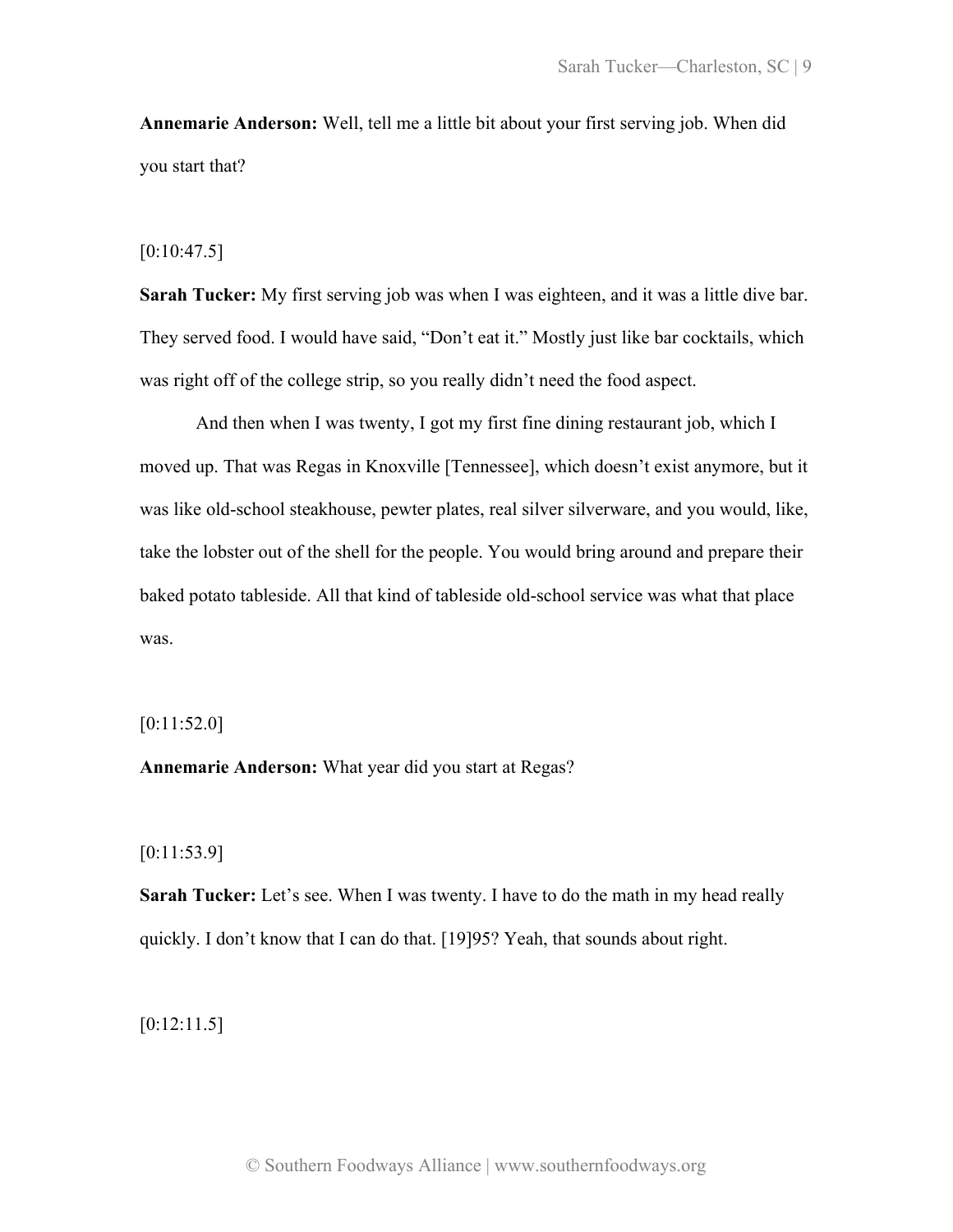**Annemarie Anderson:** Well, tell me a little bit about your first serving job. When did you start that?

[0:10:47.5]

**Sarah Tucker:** My first serving job was when I was eighteen, and it was a little dive bar. They served food. I would have said, "Don't eat it." Mostly just like bar cocktails, which was right off of the college strip, so you really didn't need the food aspect.

And then when I was twenty, I got my first fine dining restaurant job, which I moved up. That was Regas in Knoxville [Tennessee], which doesn't exist anymore, but it was like old-school steakhouse, pewter plates, real silver silverware, and you would, like, take the lobster out of the shell for the people. You would bring around and prepare their baked potato tableside. All that kind of tableside old-school service was what that place was.

[0:11:52.0]

**Annemarie Anderson:** What year did you start at Regas?

[0:11:53.9]

**Sarah Tucker:** Let's see. When I was twenty. I have to do the math in my head really quickly. I don't know that I can do that. [19]95? Yeah, that sounds about right.

[0:12:11.5]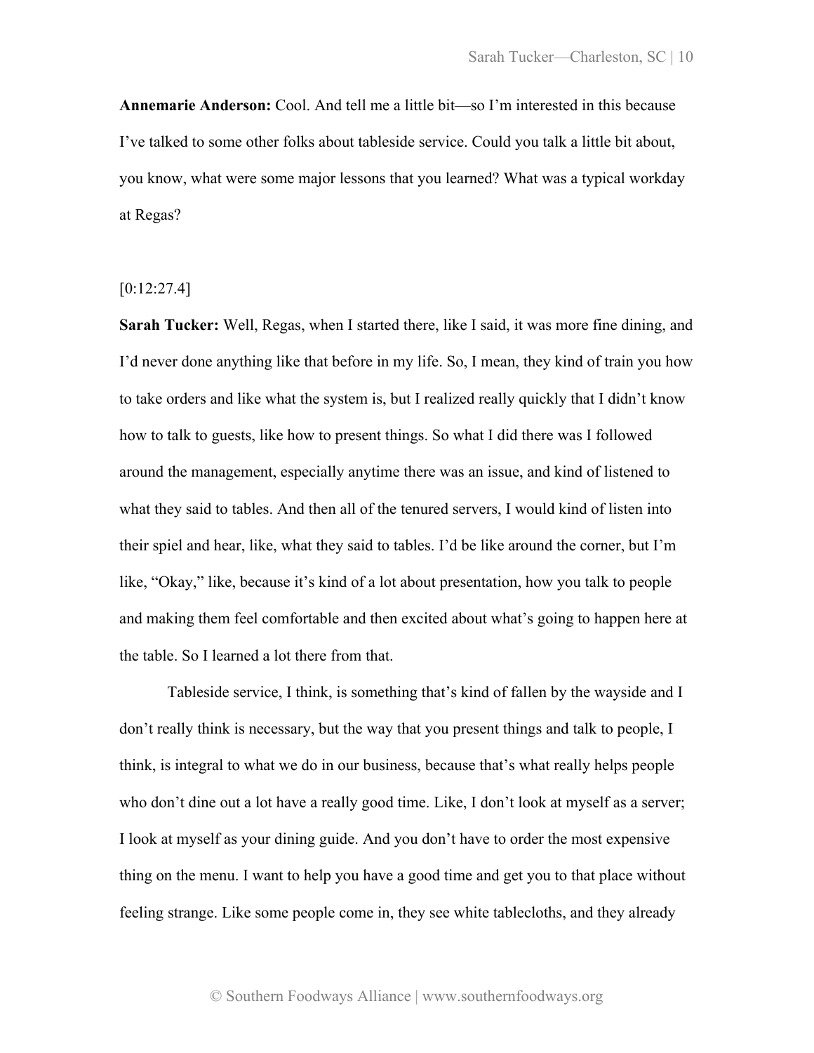**Annemarie Anderson:** Cool. And tell me a little bit—so I'm interested in this because I've talked to some other folks about tableside service. Could you talk a little bit about, you know, what were some major lessons that you learned? What was a typical workday at Regas?

[0:12:27.4]

**Sarah Tucker:** Well, Regas, when I started there, like I said, it was more fine dining, and I'd never done anything like that before in my life. So, I mean, they kind of train you how to take orders and like what the system is, but I realized really quickly that I didn't know how to talk to guests, like how to present things. So what I did there was I followed around the management, especially anytime there was an issue, and kind of listened to what they said to tables. And then all of the tenured servers, I would kind of listen into their spiel and hear, like, what they said to tables. I'd be like around the corner, but I'm like, "Okay," like, because it's kind of a lot about presentation, how you talk to people and making them feel comfortable and then excited about what's going to happen here at the table. So I learned a lot there from that.

Tableside service, I think, is something that's kind of fallen by the wayside and I don't really think is necessary, but the way that you present things and talk to people, I think, is integral to what we do in our business, because that's what really helps people who don't dine out a lot have a really good time. Like, I don't look at myself as a server; I look at myself as your dining guide. And you don't have to order the most expensive thing on the menu. I want to help you have a good time and get you to that place without feeling strange. Like some people come in, they see white tablecloths, and they already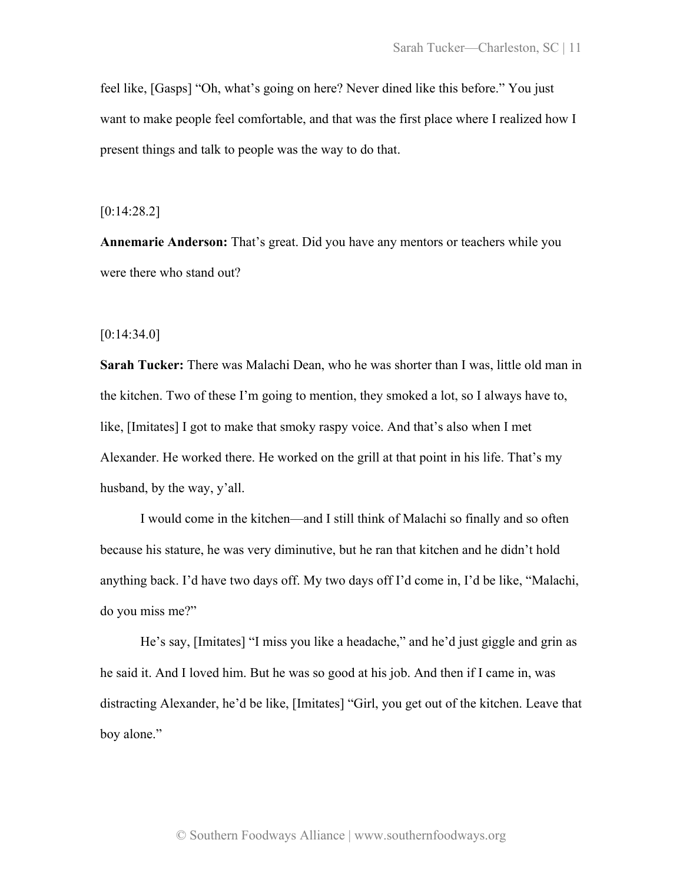feel like, [Gasps] "Oh, what's going on here? Never dined like this before." You just want to make people feel comfortable, and that was the first place where I realized how I present things and talk to people was the way to do that.

[0:14:28.2]

**Annemarie Anderson:** That's great. Did you have any mentors or teachers while you were there who stand out?

[0:14:34.0]

**Sarah Tucker:** There was Malachi Dean, who he was shorter than I was, little old man in the kitchen. Two of these I'm going to mention, they smoked a lot, so I always have to, like, [Imitates] I got to make that smoky raspy voice. And that's also when I met Alexander. He worked there. He worked on the grill at that point in his life. That's my husband, by the way, y'all.

I would come in the kitchen—and I still think of Malachi so finally and so often because his stature, he was very diminutive, but he ran that kitchen and he didn't hold anything back. I'd have two days off. My two days off I'd come in, I'd be like, "Malachi, do you miss me?"

He's say, [Imitates] "I miss you like a headache," and he'd just giggle and grin as he said it. And I loved him. But he was so good at his job. And then if I came in, was distracting Alexander, he'd be like, [Imitates] "Girl, you get out of the kitchen. Leave that boy alone."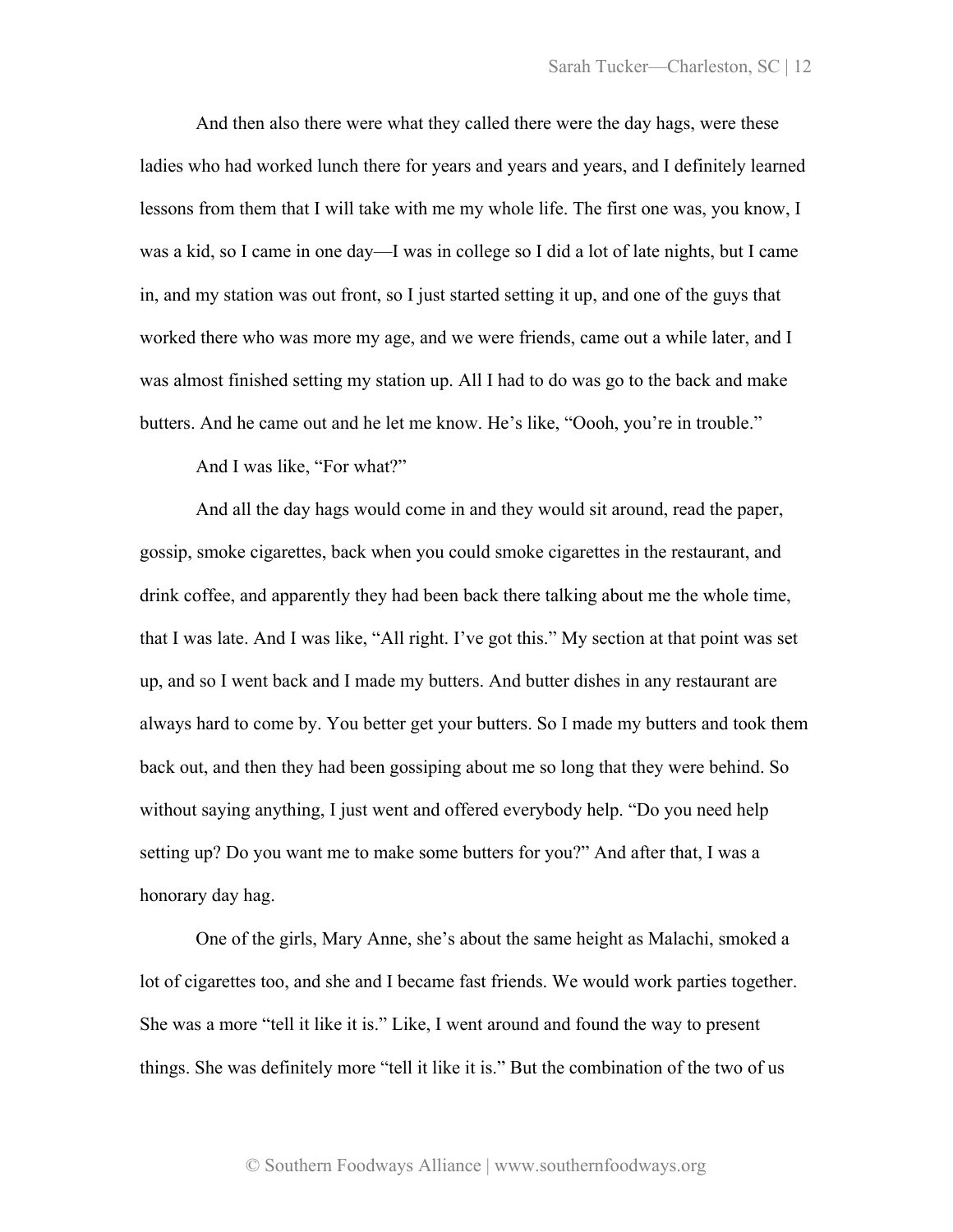And then also there were what they called there were the day hags, were these ladies who had worked lunch there for years and years and years, and I definitely learned lessons from them that I will take with me my whole life. The first one was, you know, I was a kid, so I came in one day—I was in college so I did a lot of late nights, but I came in, and my station was out front, so I just started setting it up, and one of the guys that worked there who was more my age, and we were friends, came out a while later, and I was almost finished setting my station up. All I had to do was go to the back and make butters. And he came out and he let me know. He's like, "Oooh, you're in trouble."

And I was like, "For what?"

And all the day hags would come in and they would sit around, read the paper, gossip, smoke cigarettes, back when you could smoke cigarettes in the restaurant, and drink coffee, and apparently they had been back there talking about me the whole time, that I was late. And I was like, "All right. I've got this." My section at that point was set up, and so I went back and I made my butters. And butter dishes in any restaurant are always hard to come by. You better get your butters. So I made my butters and took them back out, and then they had been gossiping about me so long that they were behind. So without saying anything, I just went and offered everybody help. "Do you need help setting up? Do you want me to make some butters for you?" And after that, I was a honorary day hag.

One of the girls, Mary Anne, she's about the same height as Malachi, smoked a lot of cigarettes too, and she and I became fast friends. We would work parties together. She was a more "tell it like it is." Like, I went around and found the way to present things. She was definitely more "tell it like it is." But the combination of the two of us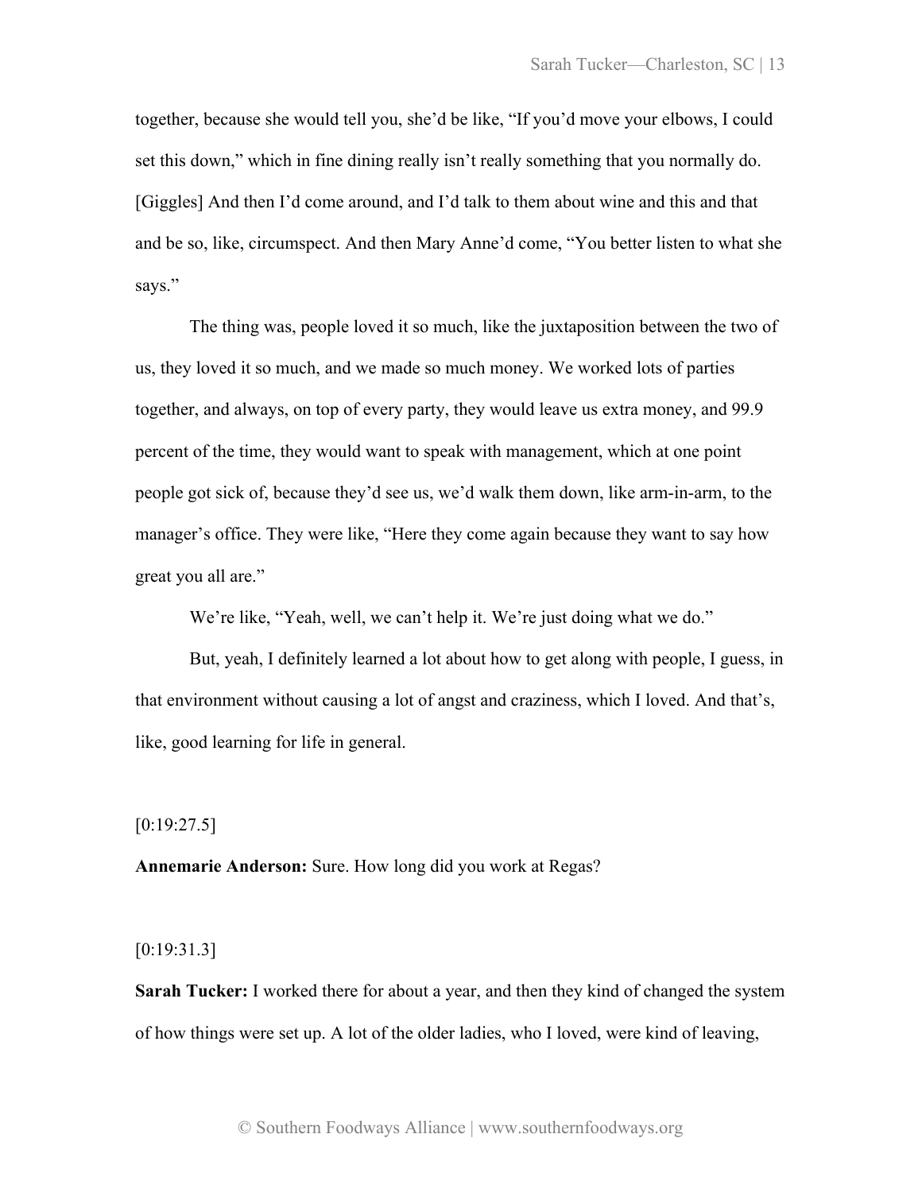together, because she would tell you, she'd be like, "If you'd move your elbows, I could set this down," which in fine dining really isn't really something that you normally do. [Giggles] And then I'd come around, and I'd talk to them about wine and this and that and be so, like, circumspect. And then Mary Anne'd come, "You better listen to what she says."

The thing was, people loved it so much, like the juxtaposition between the two of us, they loved it so much, and we made so much money. We worked lots of parties together, and always, on top of every party, they would leave us extra money, and 99.9 percent of the time, they would want to speak with management, which at one point people got sick of, because they'd see us, we'd walk them down, like arm-in-arm, to the manager's office. They were like, "Here they come again because they want to say how great you all are."

We're like, "Yeah, well, we can't help it. We're just doing what we do."

But, yeah, I definitely learned a lot about how to get along with people, I guess, in that environment without causing a lot of angst and craziness, which I loved. And that's, like, good learning for life in general.

[0:19:27.5]

**Annemarie Anderson:** Sure. How long did you work at Regas?

[0:19:31.3]

**Sarah Tucker:** I worked there for about a year, and then they kind of changed the system of how things were set up. A lot of the older ladies, who I loved, were kind of leaving,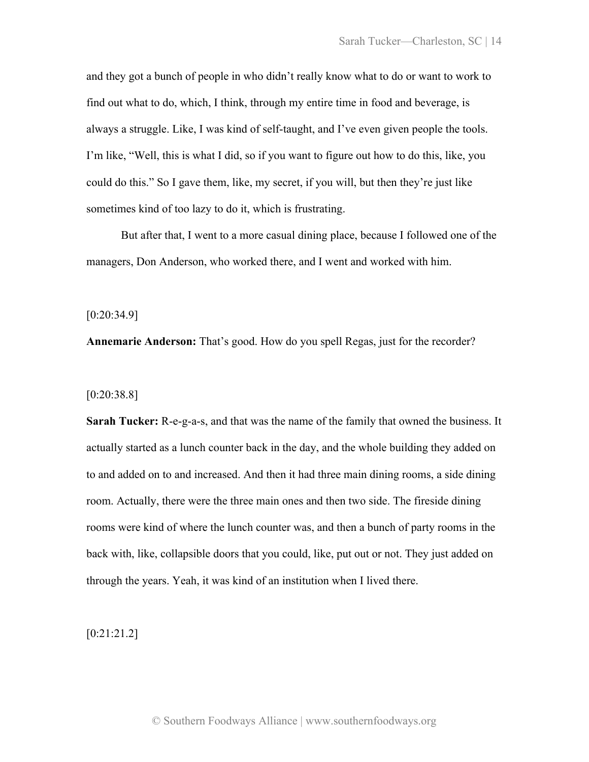and they got a bunch of people in who didn't really know what to do or want to work to find out what to do, which, I think, through my entire time in food and beverage, is always a struggle. Like, I was kind of self-taught, and I've even given people the tools. I'm like, "Well, this is what I did, so if you want to figure out how to do this, like, you could do this." So I gave them, like, my secret, if you will, but then they're just like sometimes kind of too lazy to do it, which is frustrating.

But after that, I went to a more casual dining place, because I followed one of the managers, Don Anderson, who worked there, and I went and worked with him.

[0:20:34.9]

**Annemarie Anderson:** That's good. How do you spell Regas, just for the recorder?

[0:20:38.8]

**Sarah Tucker:** R-e-g-a-s, and that was the name of the family that owned the business. It actually started as a lunch counter back in the day, and the whole building they added on to and added on to and increased. And then it had three main dining rooms, a side dining room. Actually, there were the three main ones and then two side. The fireside dining rooms were kind of where the lunch counter was, and then a bunch of party rooms in the back with, like, collapsible doors that you could, like, put out or not. They just added on through the years. Yeah, it was kind of an institution when I lived there.

[0:21:21.2]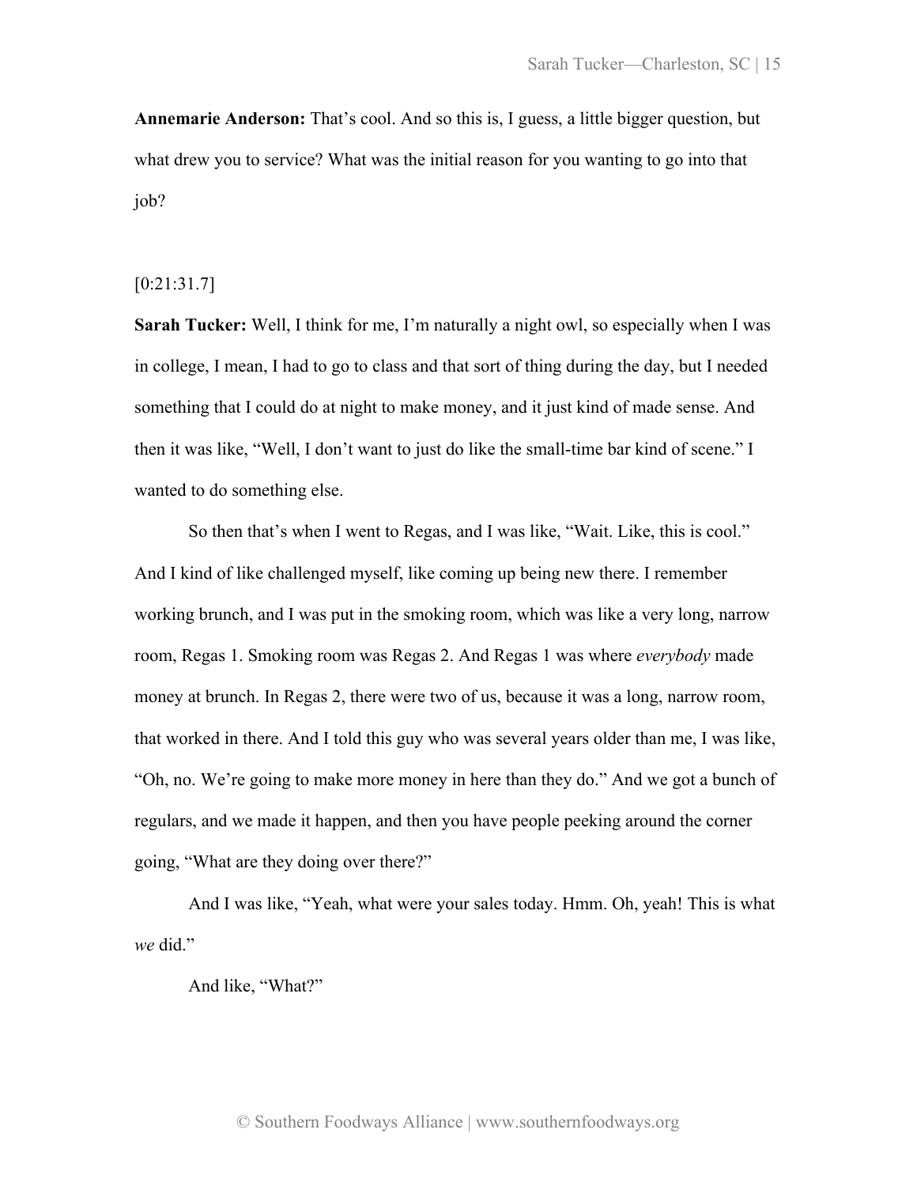**Annemarie Anderson:** That's cool. And so this is, I guess, a little bigger question, but what drew you to service? What was the initial reason for you wanting to go into that job?

[0:21:31.7]

**Sarah Tucker:** Well, I think for me, I'm naturally a night owl, so especially when I was in college, I mean, I had to go to class and that sort of thing during the day, but I needed something that I could do at night to make money, and it just kind of made sense. And then it was like, "Well, I don't want to just do like the small-time bar kind of scene." I wanted to do something else.

So then that's when I went to Regas, and I was like, "Wait. Like, this is cool." And I kind of like challenged myself, like coming up being new there. I remember working brunch, and I was put in the smoking room, which was like a very long, narrow room, Regas 1. Smoking room was Regas 2. And Regas 1 was where *everybody* made money at brunch. In Regas 2, there were two of us, because it was a long, narrow room, that worked in there. And I told this guy who was several years older than me, I was like, "Oh, no. We're going to make more money in here than they do." And we got a bunch of regulars, and we made it happen, and then you have people peeking around the corner going, "What are they doing over there?"

And I was like, "Yeah, what were your sales today. Hmm. Oh, yeah! This is what *we* did."

And like, "What?"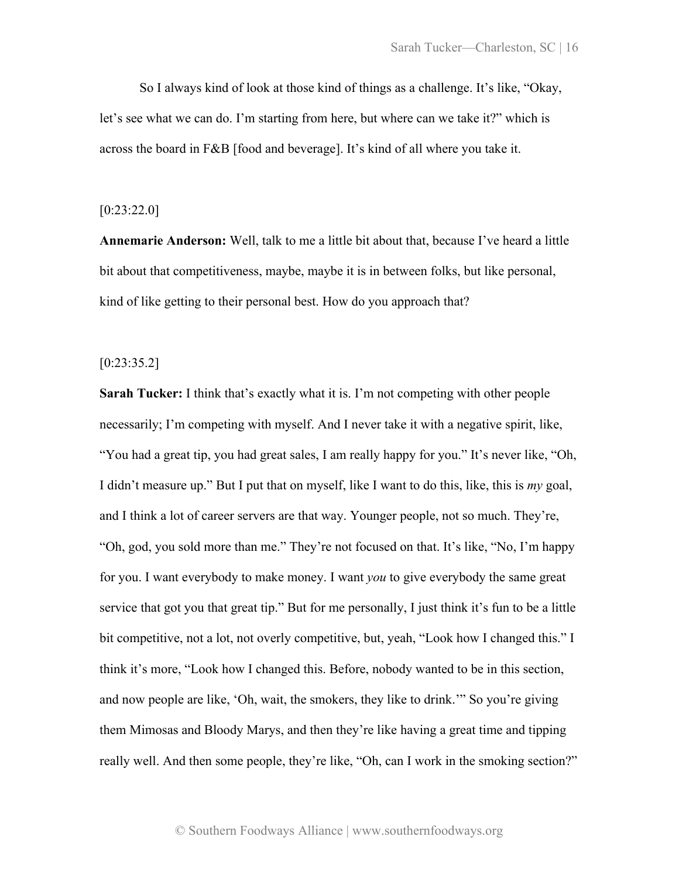So I always kind of look at those kind of things as a challenge. It's like, "Okay, let's see what we can do. I'm starting from here, but where can we take it?" which is across the board in F&B [food and beverage]. It's kind of all where you take it.

[0:23:22.0]

**Annemarie Anderson:** Well, talk to me a little bit about that, because I've heard a little bit about that competitiveness, maybe, maybe it is in between folks, but like personal, kind of like getting to their personal best. How do you approach that?

[0:23:35.2]

**Sarah Tucker:** I think that's exactly what it is. I'm not competing with other people necessarily; I'm competing with myself. And I never take it with a negative spirit, like, "You had a great tip, you had great sales, I am really happy for you." It's never like, "Oh, I didn't measure up." But I put that on myself, like I want to do this, like, this is *my* goal, and I think a lot of career servers are that way. Younger people, not so much. They're, "Oh, god, you sold more than me." They're not focused on that. It's like, "No, I'm happy for you. I want everybody to make money. I want *you* to give everybody the same great service that got you that great tip." But for me personally, I just think it's fun to be a little bit competitive, not a lot, not overly competitive, but, yeah, "Look how I changed this." I think it's more, "Look how I changed this. Before, nobody wanted to be in this section, and now people are like, 'Oh, wait, the smokers, they like to drink.'" So you're giving them Mimosas and Bloody Marys, and then they're like having a great time and tipping really well. And then some people, they're like, "Oh, can I work in the smoking section?"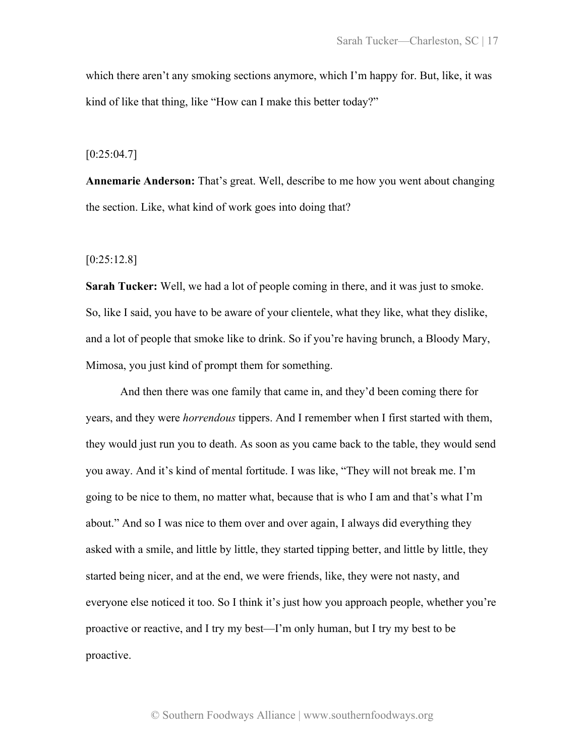which there aren't any smoking sections anymore, which I'm happy for. But, like, it was kind of like that thing, like "How can I make this better today?"

[0:25:04.7]

**Annemarie Anderson:** That's great. Well, describe to me how you went about changing the section. Like, what kind of work goes into doing that?

[0:25:12.8]

**Sarah Tucker:** Well, we had a lot of people coming in there, and it was just to smoke. So, like I said, you have to be aware of your clientele, what they like, what they dislike, and a lot of people that smoke like to drink. So if you're having brunch, a Bloody Mary, Mimosa, you just kind of prompt them for something.

And then there was one family that came in, and they'd been coming there for years, and they were *horrendous* tippers. And I remember when I first started with them, they would just run you to death. As soon as you came back to the table, they would send you away. And it's kind of mental fortitude. I was like, "They will not break me. I'm going to be nice to them, no matter what, because that is who I am and that's what I'm about." And so I was nice to them over and over again, I always did everything they asked with a smile, and little by little, they started tipping better, and little by little, they started being nicer, and at the end, we were friends, like, they were not nasty, and everyone else noticed it too. So I think it's just how you approach people, whether you're proactive or reactive, and I try my best—I'm only human, but I try my best to be proactive.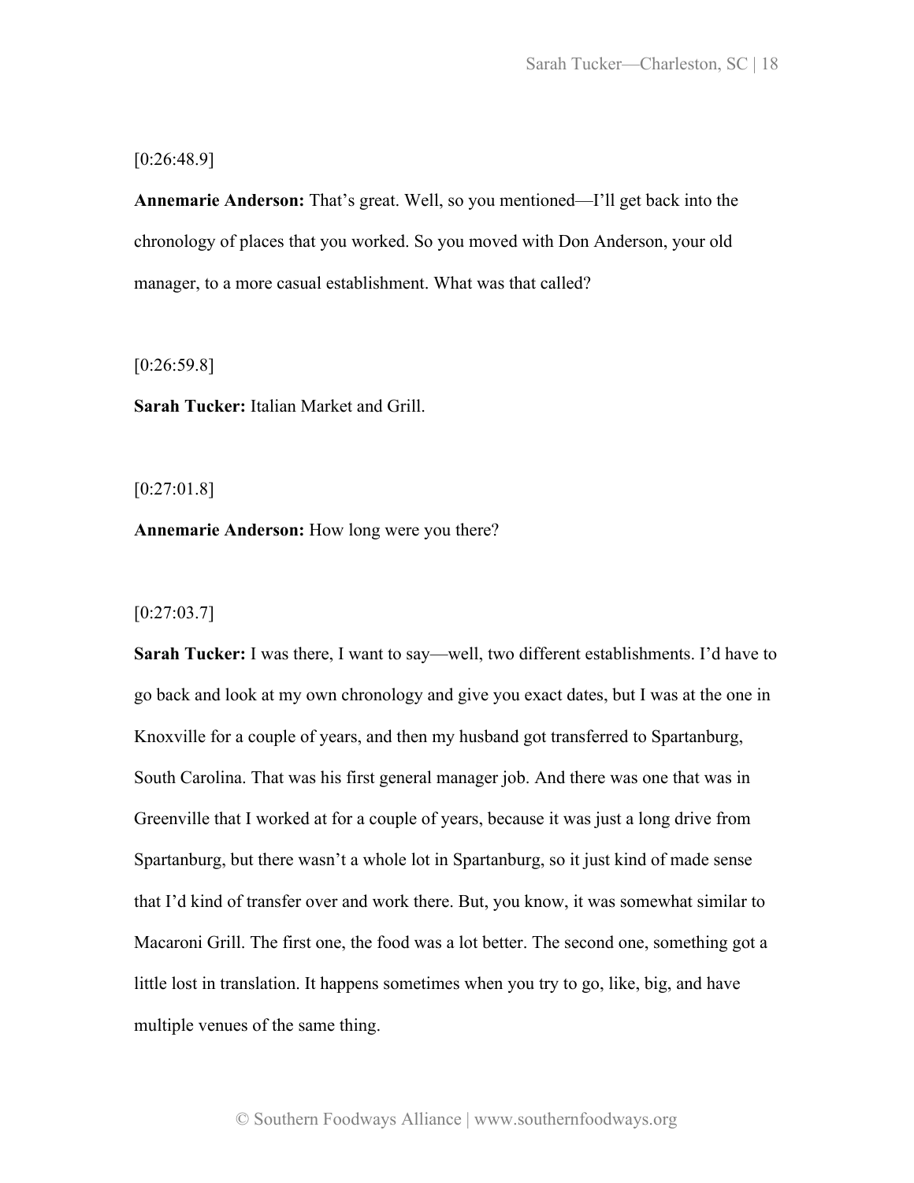[0:26:48.9]

**Annemarie Anderson:** That's great. Well, so you mentioned—I'll get back into the chronology of places that you worked. So you moved with Don Anderson, your old manager, to a more casual establishment. What was that called?

[0:26:59.8]

**Sarah Tucker:** Italian Market and Grill.

[0:27:01.8]

**Annemarie Anderson:** How long were you there?

[0:27:03.7]

**Sarah Tucker:** I was there, I want to say—well, two different establishments. I'd have to go back and look at my own chronology and give you exact dates, but I was at the one in Knoxville for a couple of years, and then my husband got transferred to Spartanburg, South Carolina. That was his first general manager job. And there was one that was in Greenville that I worked at for a couple of years, because it was just a long drive from Spartanburg, but there wasn't a whole lot in Spartanburg, so it just kind of made sense that I'd kind of transfer over and work there. But, you know, it was somewhat similar to Macaroni Grill. The first one, the food was a lot better. The second one, something got a little lost in translation. It happens sometimes when you try to go, like, big, and have multiple venues of the same thing.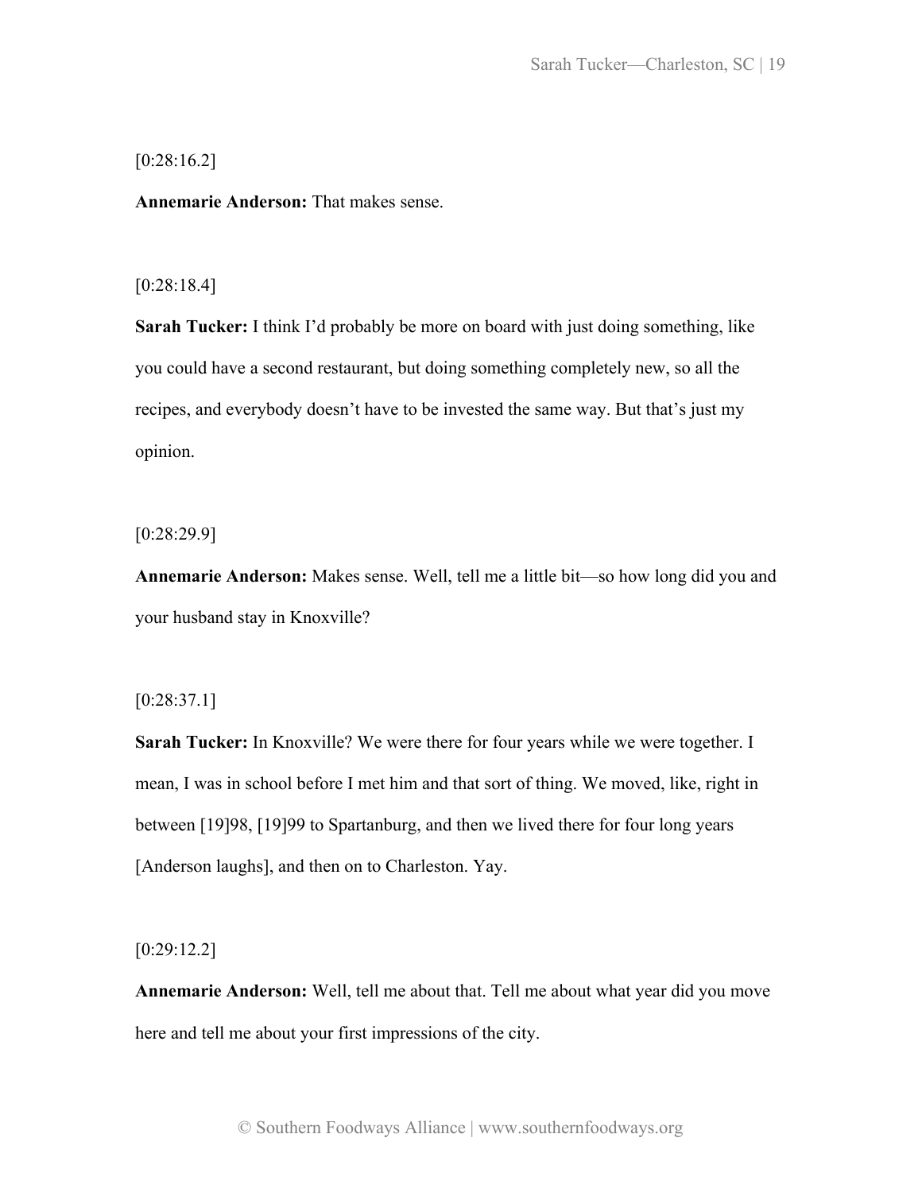[0:28:16.2]

**Annemarie Anderson:** That makes sense.

[0:28:18.4]

**Sarah Tucker:** I think I'd probably be more on board with just doing something, like you could have a second restaurant, but doing something completely new, so all the recipes, and everybody doesn't have to be invested the same way. But that's just my opinion.

[0:28:29.9]

**Annemarie Anderson:** Makes sense. Well, tell me a little bit—so how long did you and your husband stay in Knoxville?

[0:28:37.1]

**Sarah Tucker:** In Knoxville? We were there for four years while we were together. I mean, I was in school before I met him and that sort of thing. We moved, like, right in between [19]98, [19]99 to Spartanburg, and then we lived there for four long years [Anderson laughs], and then on to Charleston. Yay.

[0:29:12.2]

**Annemarie Anderson:** Well, tell me about that. Tell me about what year did you move here and tell me about your first impressions of the city.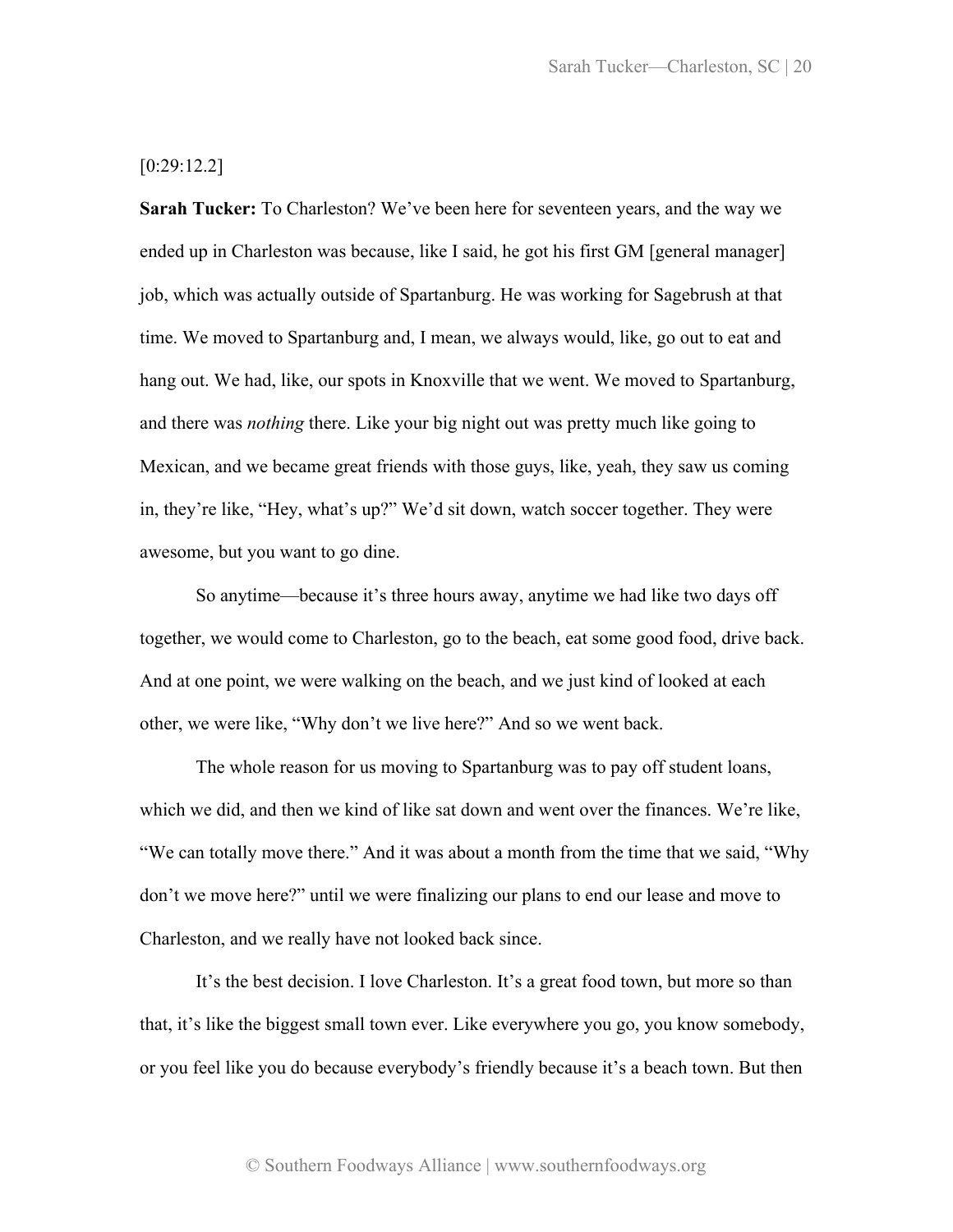[0:29:12.2]

**Sarah Tucker:** To Charleston? We've been here for seventeen years, and the way we ended up in Charleston was because, like I said, he got his first GM [general manager] job, which was actually outside of Spartanburg. He was working for Sagebrush at that time. We moved to Spartanburg and, I mean, we always would, like, go out to eat and hang out. We had, like, our spots in Knoxville that we went. We moved to Spartanburg, and there was *nothing* there. Like your big night out was pretty much like going to Mexican, and we became great friends with those guys, like, yeah, they saw us coming in, they're like, "Hey, what's up?" We'd sit down, watch soccer together. They were awesome, but you want to go dine.

So anytime—because it's three hours away, anytime we had like two days off together, we would come to Charleston, go to the beach, eat some good food, drive back. And at one point, we were walking on the beach, and we just kind of looked at each other, we were like, "Why don't we live here?" And so we went back.

The whole reason for us moving to Spartanburg was to pay off student loans, which we did, and then we kind of like sat down and went over the finances. We're like, "We can totally move there." And it was about a month from the time that we said, "Why don't we move here?" until we were finalizing our plans to end our lease and move to Charleston, and we really have not looked back since.

It's the best decision. I love Charleston. It's a great food town, but more so than that, it's like the biggest small town ever. Like everywhere you go, you know somebody, or you feel like you do because everybody's friendly because it's a beach town. But then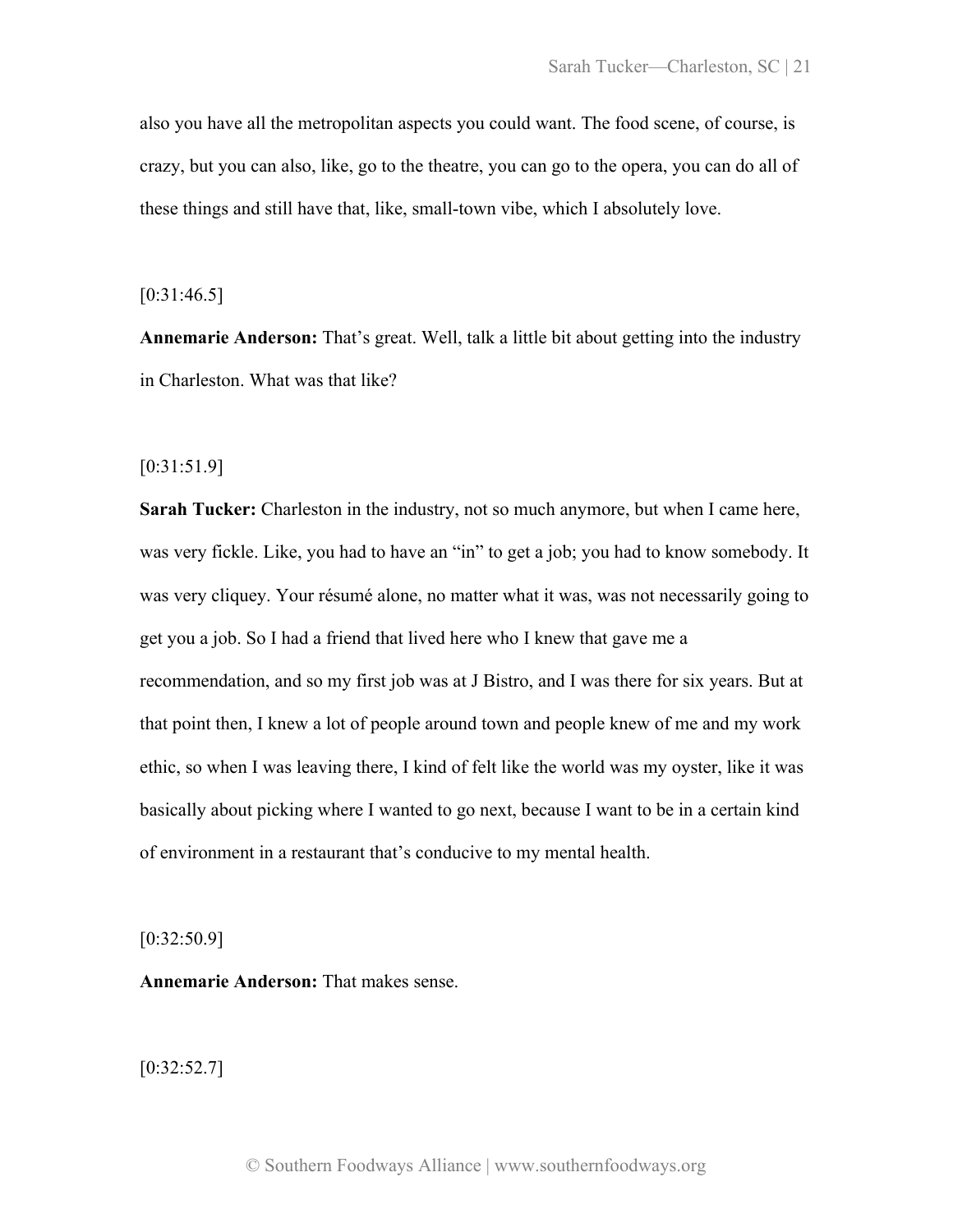also you have all the metropolitan aspects you could want. The food scene, of course, is crazy, but you can also, like, go to the theatre, you can go to the opera, you can do all of these things and still have that, like, small-town vibe, which I absolutely love.

[0:31:46.5]

**Annemarie Anderson:** That's great. Well, talk a little bit about getting into the industry in Charleston. What was that like?

[0:31:51.9]

**Sarah Tucker:** Charleston in the industry, not so much anymore, but when I came here, was very fickle. Like, you had to have an "in" to get a job; you had to know somebody. It was very cliquey. Your résumé alone, no matter what it was, was not necessarily going to get you a job. So I had a friend that lived here who I knew that gave me a recommendation, and so my first job was at J Bistro, and I was there for six years. But at that point then, I knew a lot of people around town and people knew of me and my work ethic, so when I was leaving there, I kind of felt like the world was my oyster, like it was basically about picking where I wanted to go next, because I want to be in a certain kind of environment in a restaurant that's conducive to my mental health.

[0:32:50.9]

**Annemarie Anderson:** That makes sense.

[0:32:52.7]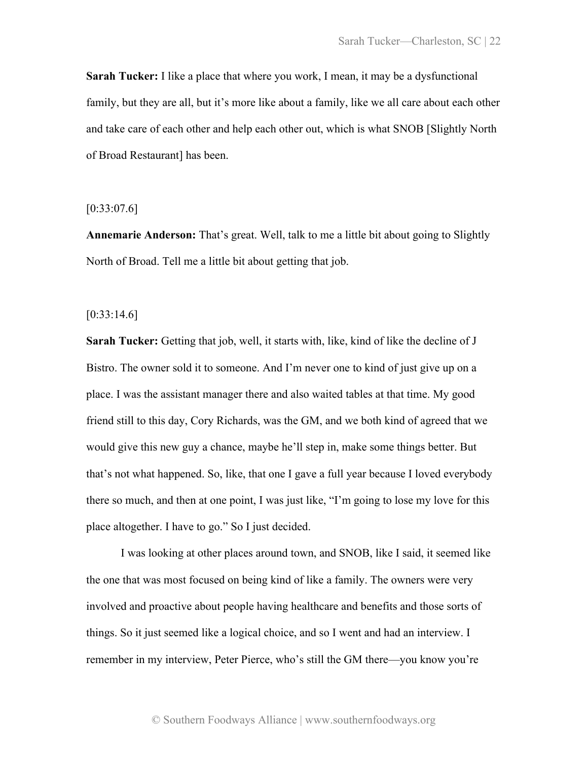**Sarah Tucker:** I like a place that where you work, I mean, it may be a dysfunctional family, but they are all, but it's more like about a family, like we all care about each other and take care of each other and help each other out, which is what SNOB [Slightly North of Broad Restaurant] has been.

[0:33:07.6]

**Annemarie Anderson:** That's great. Well, talk to me a little bit about going to Slightly North of Broad. Tell me a little bit about getting that job.

[0:33:14.6]

**Sarah Tucker:** Getting that job, well, it starts with, like, kind of like the decline of J Bistro. The owner sold it to someone. And I'm never one to kind of just give up on a place. I was the assistant manager there and also waited tables at that time. My good friend still to this day, Cory Richards, was the GM, and we both kind of agreed that we would give this new guy a chance, maybe he'll step in, make some things better. But that's not what happened. So, like, that one I gave a full year because I loved everybody there so much, and then at one point, I was just like, "I'm going to lose my love for this place altogether. I have to go." So I just decided.

I was looking at other places around town, and SNOB, like I said, it seemed like the one that was most focused on being kind of like a family. The owners were very involved and proactive about people having healthcare and benefits and those sorts of things. So it just seemed like a logical choice, and so I went and had an interview. I remember in my interview, Peter Pierce, who's still the GM there—you know you're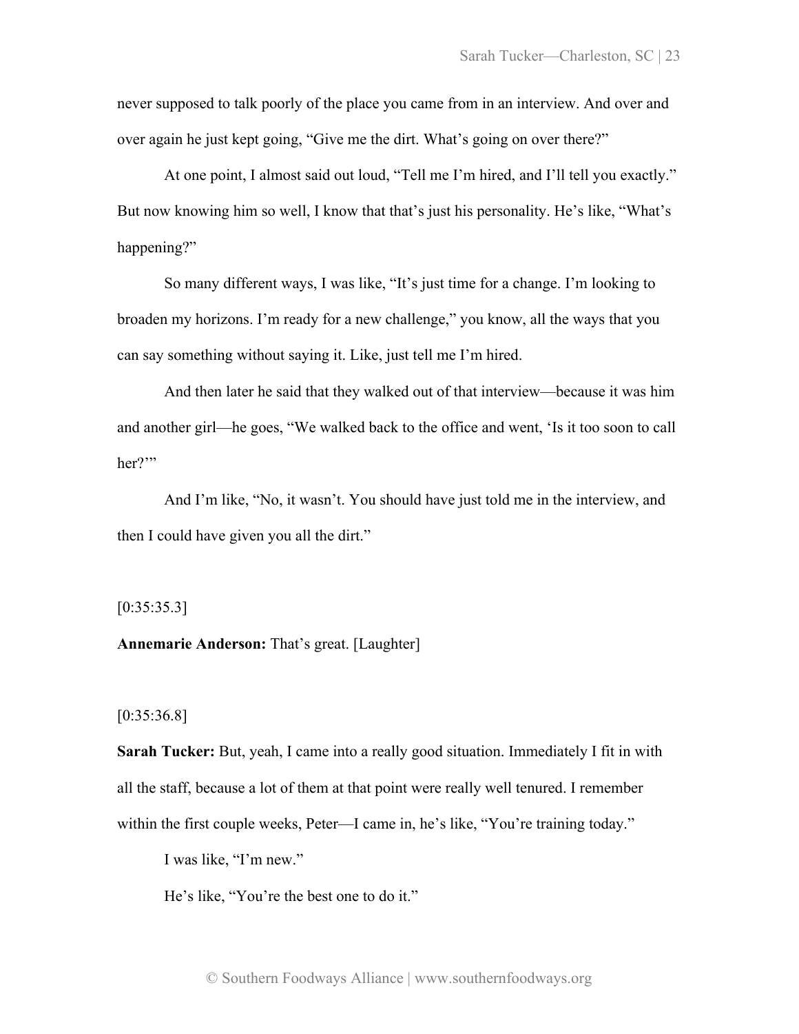never supposed to talk poorly of the place you came from in an interview. And over and over again he just kept going, "Give me the dirt. What's going on over there?"

At one point, I almost said out loud, "Tell me I'm hired, and I'll tell you exactly." But now knowing him so well, I know that that's just his personality. He's like, "What's happening?"

So many different ways, I was like, "It's just time for a change. I'm looking to broaden my horizons. I'm ready for a new challenge," you know, all the ways that you can say something without saying it. Like, just tell me I'm hired.

And then later he said that they walked out of that interview—because it was him and another girl—he goes, "We walked back to the office and went, 'Is it too soon to call her?'"

And I'm like, "No, it wasn't. You should have just told me in the interview, and then I could have given you all the dirt."

[0:35:35.3]

**Annemarie Anderson:** That's great. [Laughter]

[0:35:36.8]

**Sarah Tucker:** But, yeah, I came into a really good situation. Immediately I fit in with all the staff, because a lot of them at that point were really well tenured. I remember within the first couple weeks, Peter—I came in, he's like, "You're training today."

I was like, "I'm new."

He's like, "You're the best one to do it."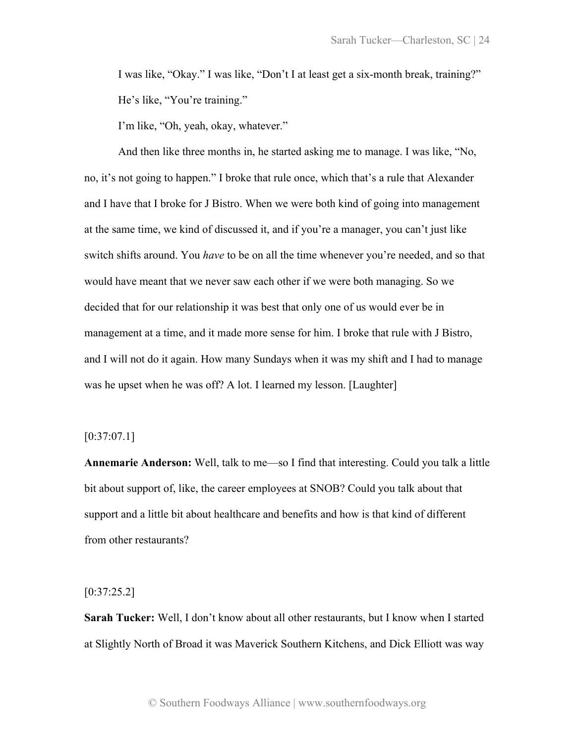I was like, "Okay." I was like, "Don't I at least get a six-month break, training?"

He's like, "You're training."

I'm like, "Oh, yeah, okay, whatever."

And then like three months in, he started asking me to manage. I was like, "No, no, it's not going to happen." I broke that rule once, which that's a rule that Alexander and I have that I broke for J Bistro. When we were both kind of going into management at the same time, we kind of discussed it, and if you're a manager, you can't just like switch shifts around. You *have* to be on all the time whenever you're needed, and so that would have meant that we never saw each other if we were both managing. So we decided that for our relationship it was best that only one of us would ever be in management at a time, and it made more sense for him. I broke that rule with J Bistro, and I will not do it again. How many Sundays when it was my shift and I had to manage was he upset when he was off? A lot. I learned my lesson. [Laughter]

[0:37:07.1]

**Annemarie Anderson:** Well, talk to me—so I find that interesting. Could you talk a little bit about support of, like, the career employees at SNOB? Could you talk about that support and a little bit about healthcare and benefits and how is that kind of different from other restaurants?

[0:37:25.2]

**Sarah Tucker:** Well, I don't know about all other restaurants, but I know when I started at Slightly North of Broad it was Maverick Southern Kitchens, and Dick Elliott was way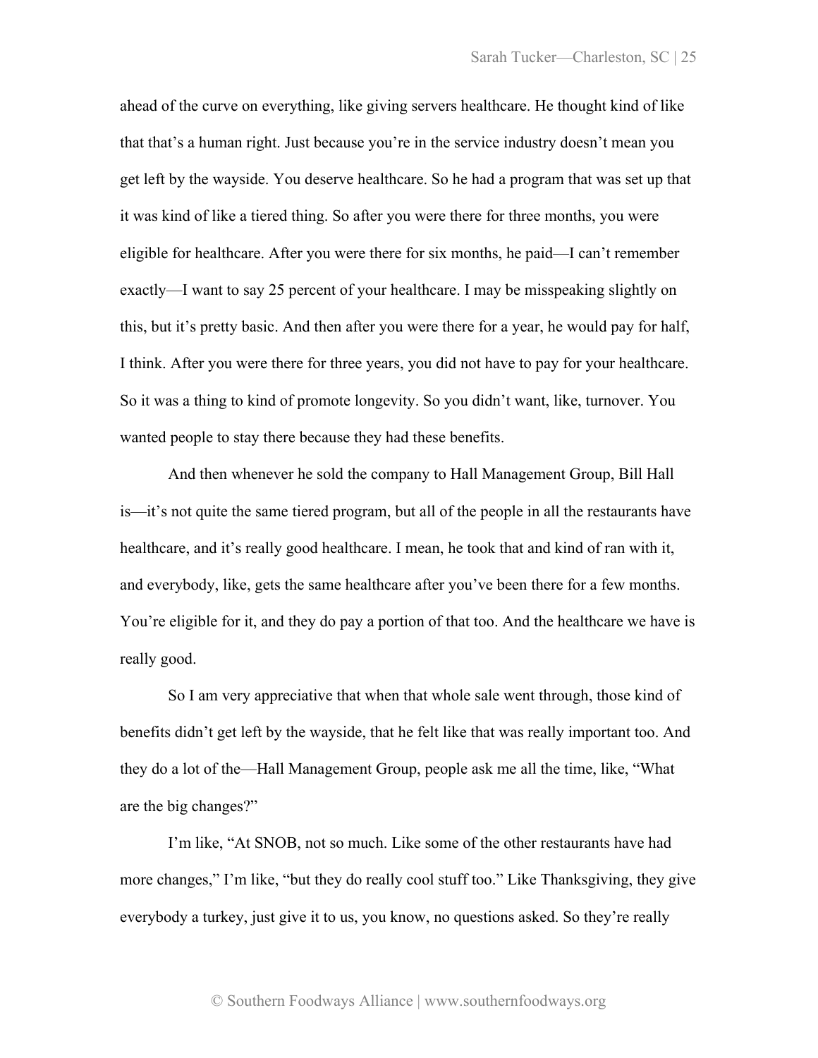ahead of the curve on everything, like giving servers healthcare. He thought kind of like that that's a human right. Just because you're in the service industry doesn't mean you get left by the wayside. You deserve healthcare. So he had a program that was set up that it was kind of like a tiered thing. So after you were there for three months, you were eligible for healthcare. After you were there for six months, he paid—I can't remember exactly—I want to say 25 percent of your healthcare. I may be misspeaking slightly on this, but it's pretty basic. And then after you were there for a year, he would pay for half, I think. After you were there for three years, you did not have to pay for your healthcare. So it was a thing to kind of promote longevity. So you didn't want, like, turnover. You wanted people to stay there because they had these benefits.

And then whenever he sold the company to Hall Management Group, Bill Hall is—it's not quite the same tiered program, but all of the people in all the restaurants have healthcare, and it's really good healthcare. I mean, he took that and kind of ran with it, and everybody, like, gets the same healthcare after you've been there for a few months. You're eligible for it, and they do pay a portion of that too. And the healthcare we have is really good.

So I am very appreciative that when that whole sale went through, those kind of benefits didn't get left by the wayside, that he felt like that was really important too. And they do a lot of the—Hall Management Group, people ask me all the time, like, "What are the big changes?"

I'm like, "At SNOB, not so much. Like some of the other restaurants have had more changes," I'm like, "but they do really cool stuff too." Like Thanksgiving, they give everybody a turkey, just give it to us, you know, no questions asked. So they're really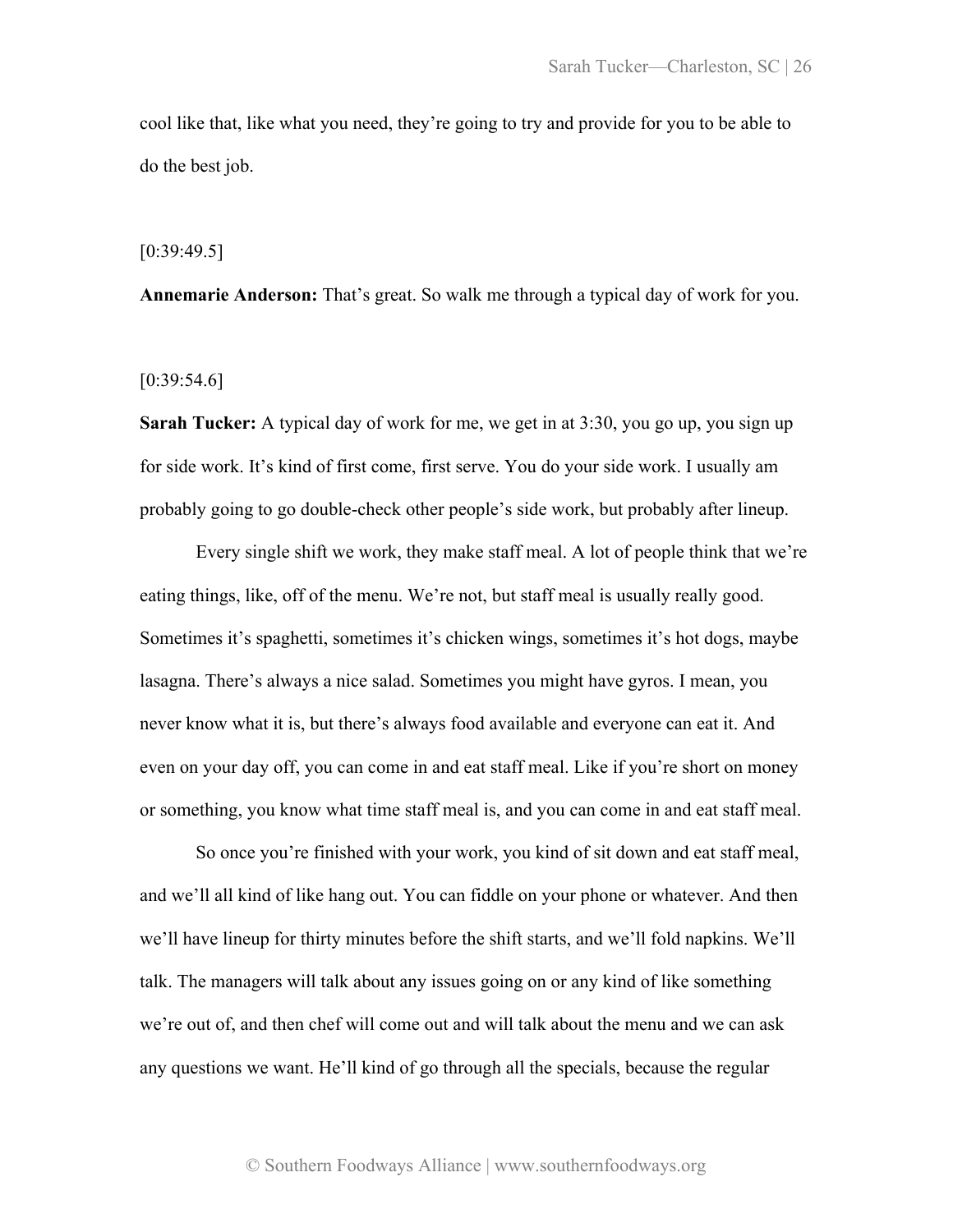cool like that, like what you need, they're going to try and provide for you to be able to do the best job.

[0:39:49.5]

**Annemarie Anderson:** That's great. So walk me through a typical day of work for you.

[0:39:54.6]

**Sarah Tucker:** A typical day of work for me, we get in at 3:30, you go up, you sign up for side work. It's kind of first come, first serve. You do your side work. I usually am probably going to go double-check other people's side work, but probably after lineup.

Every single shift we work, they make staff meal. A lot of people think that we're eating things, like, off of the menu. We're not, but staff meal is usually really good. Sometimes it's spaghetti, sometimes it's chicken wings, sometimes it's hot dogs, maybe lasagna. There's always a nice salad. Sometimes you might have gyros. I mean, you never know what it is, but there's always food available and everyone can eat it. And even on your day off, you can come in and eat staff meal. Like if you're short on money or something, you know what time staff meal is, and you can come in and eat staff meal.

So once you're finished with your work, you kind of sit down and eat staff meal, and we'll all kind of like hang out. You can fiddle on your phone or whatever. And then we'll have lineup for thirty minutes before the shift starts, and we'll fold napkins. We'll talk. The managers will talk about any issues going on or any kind of like something we're out of, and then chef will come out and will talk about the menu and we can ask any questions we want. He'll kind of go through all the specials, because the regular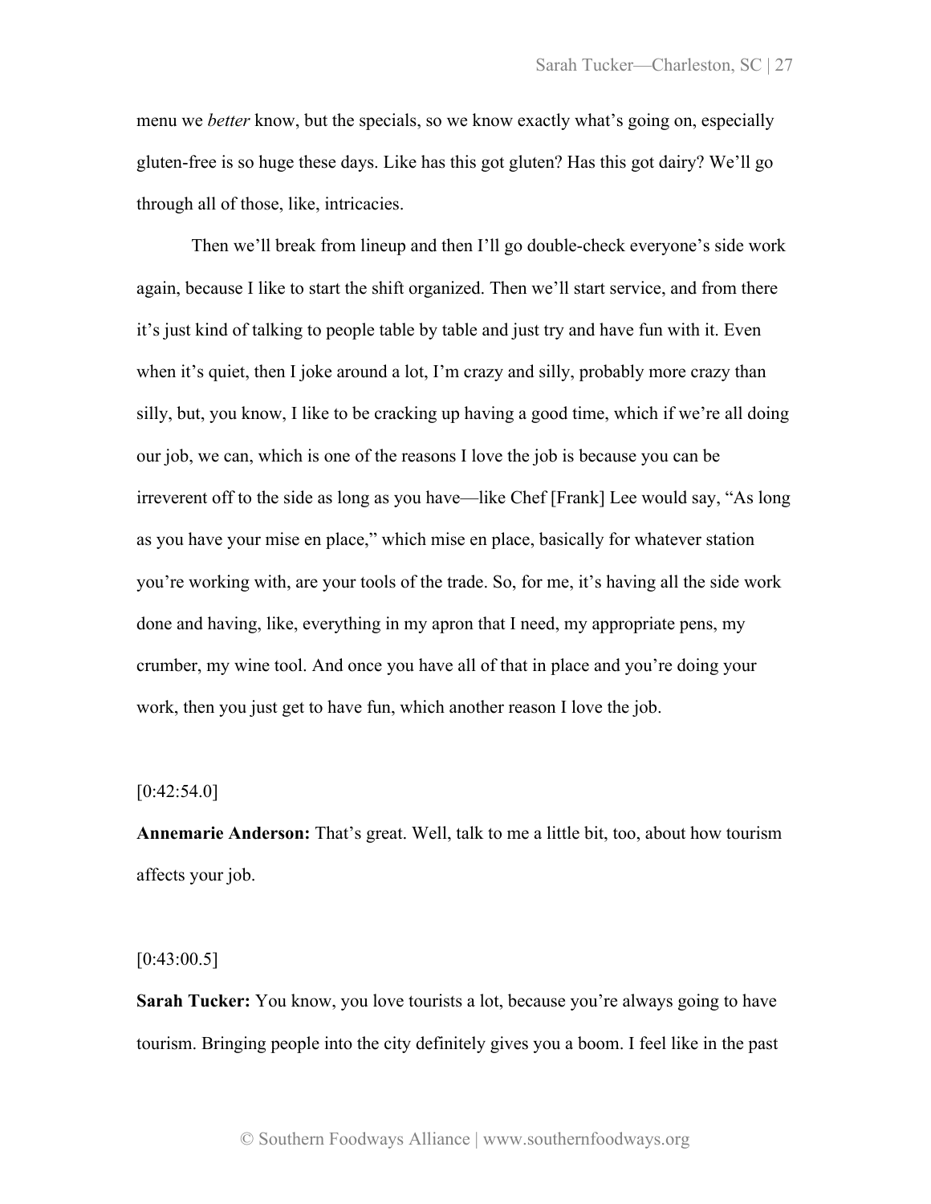menu we *better* know, but the specials, so we know exactly what's going on, especially gluten-free is so huge these days. Like has this got gluten? Has this got dairy? We'll go through all of those, like, intricacies.

Then we'll break from lineup and then I'll go double-check everyone's side work again, because I like to start the shift organized. Then we'll start service, and from there it's just kind of talking to people table by table and just try and have fun with it. Even when it's quiet, then I joke around a lot, I'm crazy and silly, probably more crazy than silly, but, you know, I like to be cracking up having a good time, which if we're all doing our job, we can, which is one of the reasons I love the job is because you can be irreverent off to the side as long as you have—like Chef [Frank] Lee would say, "As long as you have your mise en place," which mise en place, basically for whatever station you're working with, are your tools of the trade. So, for me, it's having all the side work done and having, like, everything in my apron that I need, my appropriate pens, my crumber, my wine tool. And once you have all of that in place and you're doing your work, then you just get to have fun, which another reason I love the job.

[0:42:54.0]

**Annemarie Anderson:** That's great. Well, talk to me a little bit, too, about how tourism affects your job.

[0:43:00.5]

**Sarah Tucker:** You know, you love tourists a lot, because you're always going to have tourism. Bringing people into the city definitely gives you a boom. I feel like in the past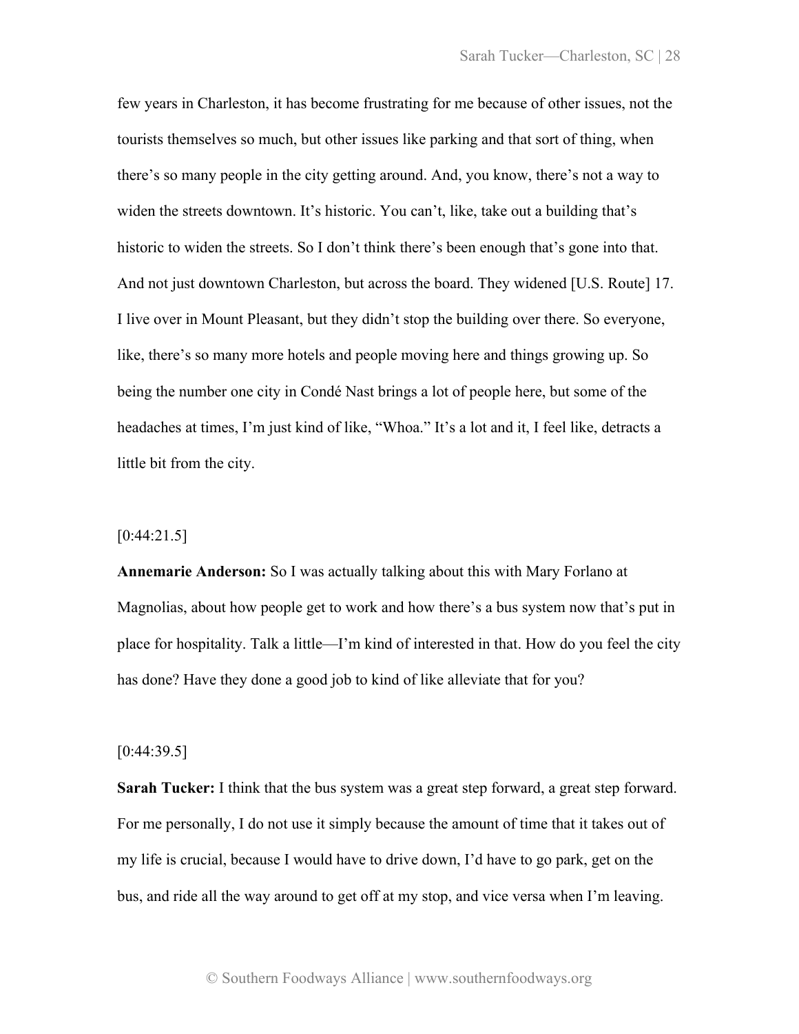few years in Charleston, it has become frustrating for me because of other issues, not the tourists themselves so much, but other issues like parking and that sort of thing, when there's so many people in the city getting around. And, you know, there's not a way to widen the streets downtown. It's historic. You can't, like, take out a building that's historic to widen the streets. So I don't think there's been enough that's gone into that. And not just downtown Charleston, but across the board. They widened [U.S. Route] 17. I live over in Mount Pleasant, but they didn't stop the building over there. So everyone, like, there's so many more hotels and people moving here and things growing up. So being the number one city in Condé Nast brings a lot of people here, but some of the headaches at times, I'm just kind of like, "Whoa." It's a lot and it, I feel like, detracts a little bit from the city.

[0:44:21.5]

**Annemarie Anderson:** So I was actually talking about this with Mary Forlano at Magnolias, about how people get to work and how there's a bus system now that's put in place for hospitality. Talk a little—I'm kind of interested in that. How do you feel the city has done? Have they done a good job to kind of like alleviate that for you?

[0:44:39.5]

**Sarah Tucker:** I think that the bus system was a great step forward, a great step forward. For me personally, I do not use it simply because the amount of time that it takes out of my life is crucial, because I would have to drive down, I'd have to go park, get on the bus, and ride all the way around to get off at my stop, and vice versa when I'm leaving.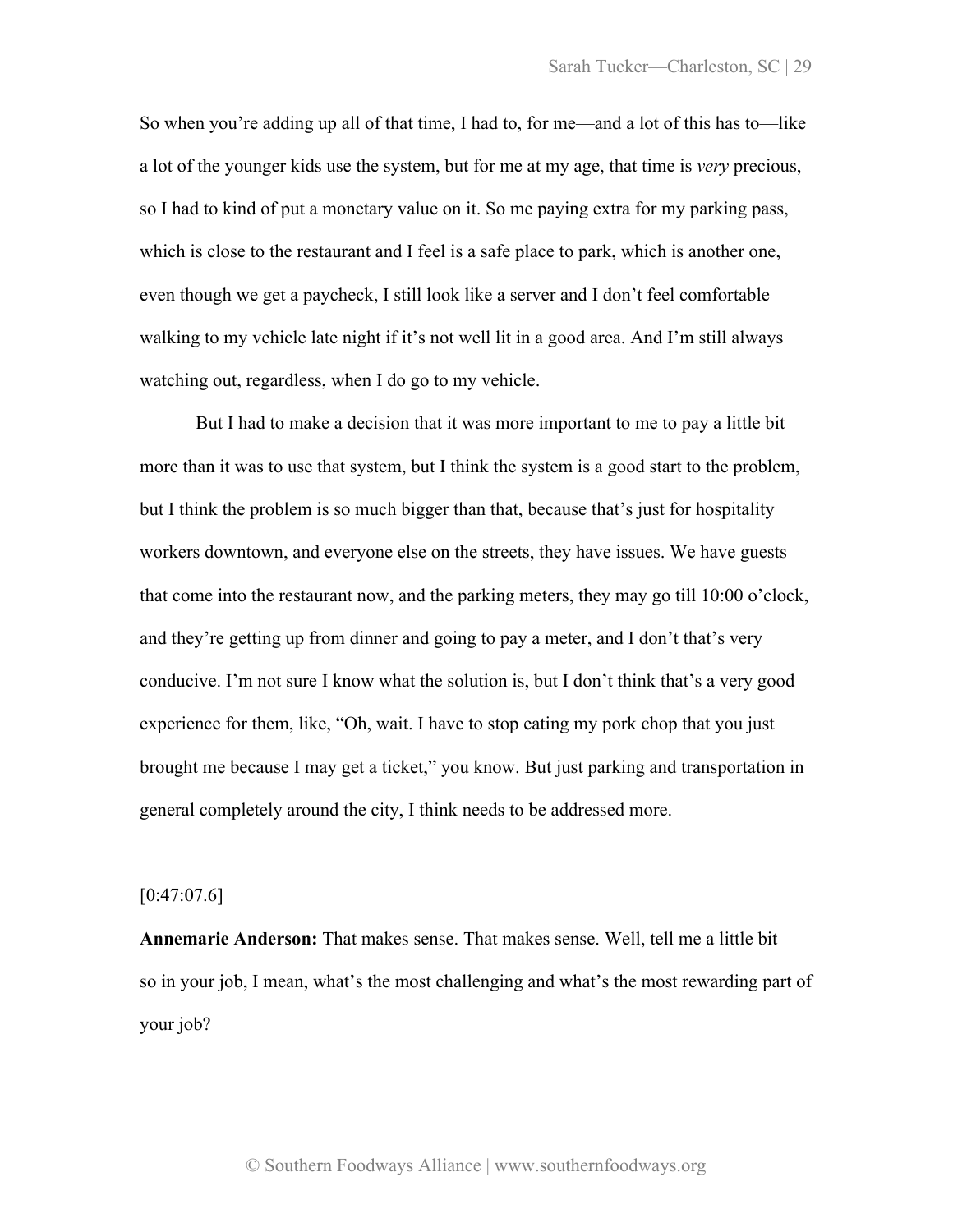So when you're adding up all of that time, I had to, for me—and a lot of this has to—like a lot of the younger kids use the system, but for me at my age, that time is *very* precious, so I had to kind of put a monetary value on it. So me paying extra for my parking pass, which is close to the restaurant and I feel is a safe place to park, which is another one, even though we get a paycheck, I still look like a server and I don't feel comfortable walking to my vehicle late night if it's not well lit in a good area. And I'm still always watching out, regardless, when I do go to my vehicle.

But I had to make a decision that it was more important to me to pay a little bit more than it was to use that system, but I think the system is a good start to the problem, but I think the problem is so much bigger than that, because that's just for hospitality workers downtown, and everyone else on the streets, they have issues. We have guests that come into the restaurant now, and the parking meters, they may go till 10:00 o'clock, and they're getting up from dinner and going to pay a meter, and I don't that's very conducive. I'm not sure I know what the solution is, but I don't think that's a very good experience for them, like, "Oh, wait. I have to stop eating my pork chop that you just brought me because I may get a ticket," you know. But just parking and transportation in general completely around the city, I think needs to be addressed more.

[0:47:07.6]

**Annemarie Anderson:** That makes sense. That makes sense. Well, tell me a little bit—so in your job, I mean, what's the most challenging and what's the most rewarding part of your job?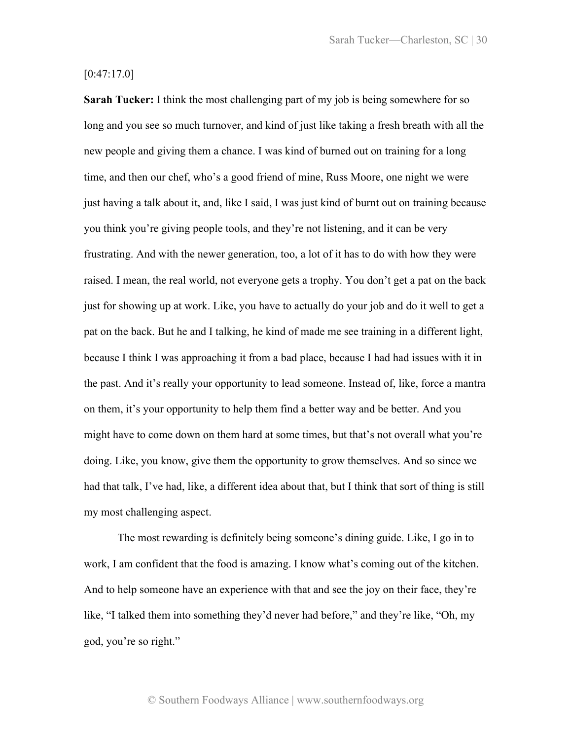[0:47:17.0]

**Sarah Tucker:** I think the most challenging part of my job is being somewhere for so long and you see so much turnover, and kind of just like taking a fresh breath with all the new people and giving them a chance. I was kind of burned out on training for a long time, and then our chef, who's a good friend of mine, Russ Moore, one night we were just having a talk about it, and, like I said, I was just kind of burnt out on training because you think you're giving people tools, and they're not listening, and it can be very frustrating. And with the newer generation, too, a lot of it has to do with how they were raised. I mean, the real world, not everyone gets a trophy. You don't get a pat on the back just for showing up at work. Like, you have to actually do your job and do it well to get a pat on the back. But he and I talking, he kind of made me see training in a different light, because I think I was approaching it from a bad place, because I had had issues with it in the past. And it's really your opportunity to lead someone. Instead of, like, force a mantra on them, it's your opportunity to help them find a better way and be better. And you might have to come down on them hard at some times, but that's not overall what you're doing. Like, you know, give them the opportunity to grow themselves. And so since we had that talk, I've had, like, a different idea about that, but I think that sort of thing is still my most challenging aspect.

The most rewarding is definitely being someone's dining guide. Like, I go in to work, I am confident that the food is amazing. I know what's coming out of the kitchen. And to help someone have an experience with that and see the joy on their face, they're like, "I talked them into something they'd never had before," and they're like, "Oh, my god, you're so right."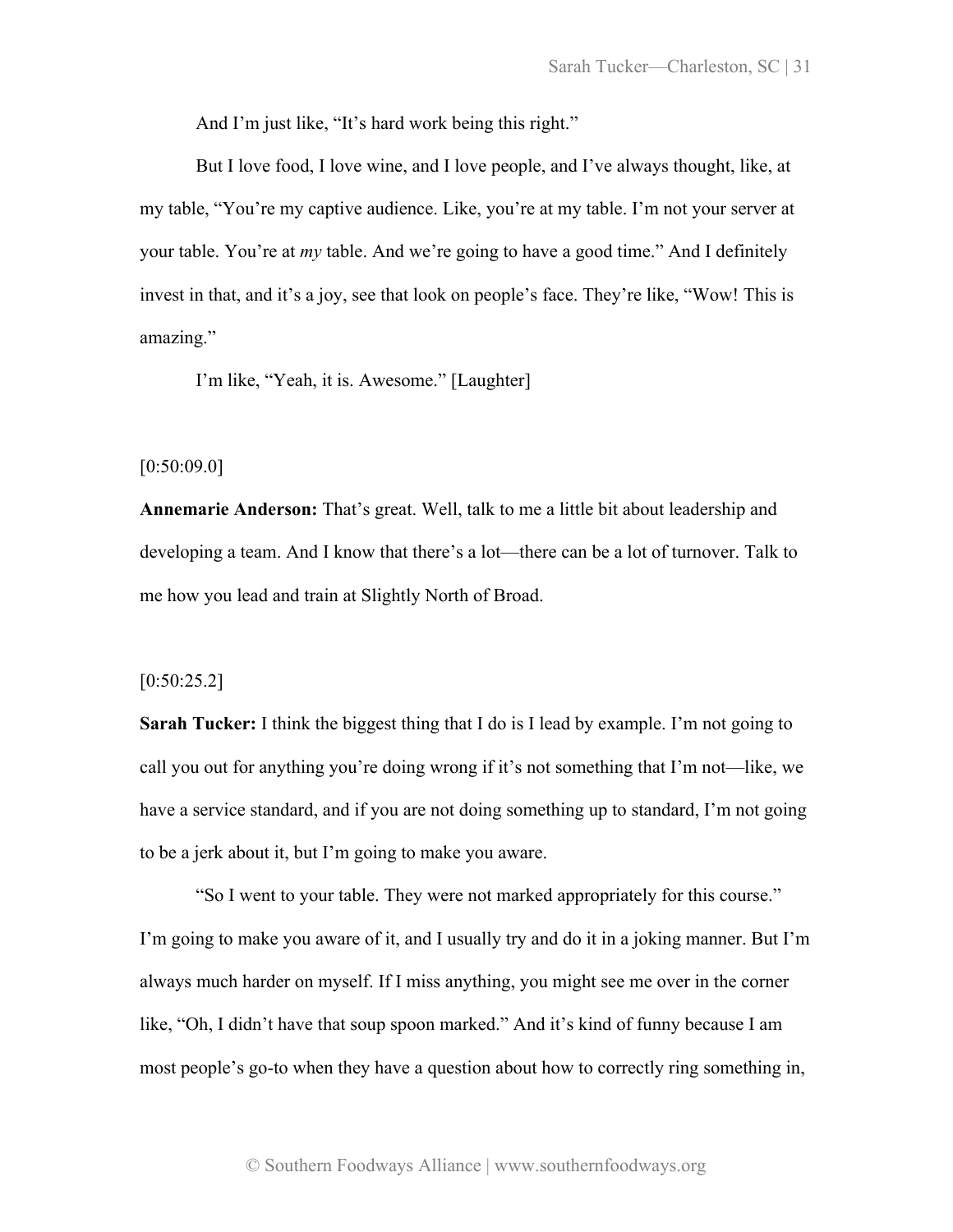And I'm just like, "It's hard work being this right."

But I love food, I love wine, and I love people, and I've always thought, like, at my table, "You're my captive audience. Like, you're at my table. I'm not your server at your table. You're at *my* table. And we're going to have a good time." And I definitely invest in that, and it's a joy, see that look on people's face. They're like, "Wow! This is amazing."

I'm like, "Yeah, it is. Awesome." [Laughter]

[0:50:09.0]

**Annemarie Anderson:** That's great. Well, talk to me a little bit about leadership and developing a team. And I know that there's a lot—there can be a lot of turnover. Talk to me how you lead and train at Slightly North of Broad.

[0:50:25.2]

**Sarah Tucker:** I think the biggest thing that I do is I lead by example. I'm not going to call you out for anything you're doing wrong if it's not something that I'm not—like, we have a service standard, and if you are not doing something up to standard, I'm not going to be a jerk about it, but I'm going to make you aware.

"So I went to your table. They were not marked appropriately for this course." I'm going to make you aware of it, and I usually try and do it in a joking manner. But I'm always much harder on myself. If I miss anything, you might see me over in the corner like, "Oh, I didn't have that soup spoon marked." And it's kind of funny because I am most people's go-to when they have a question about how to correctly ring something in,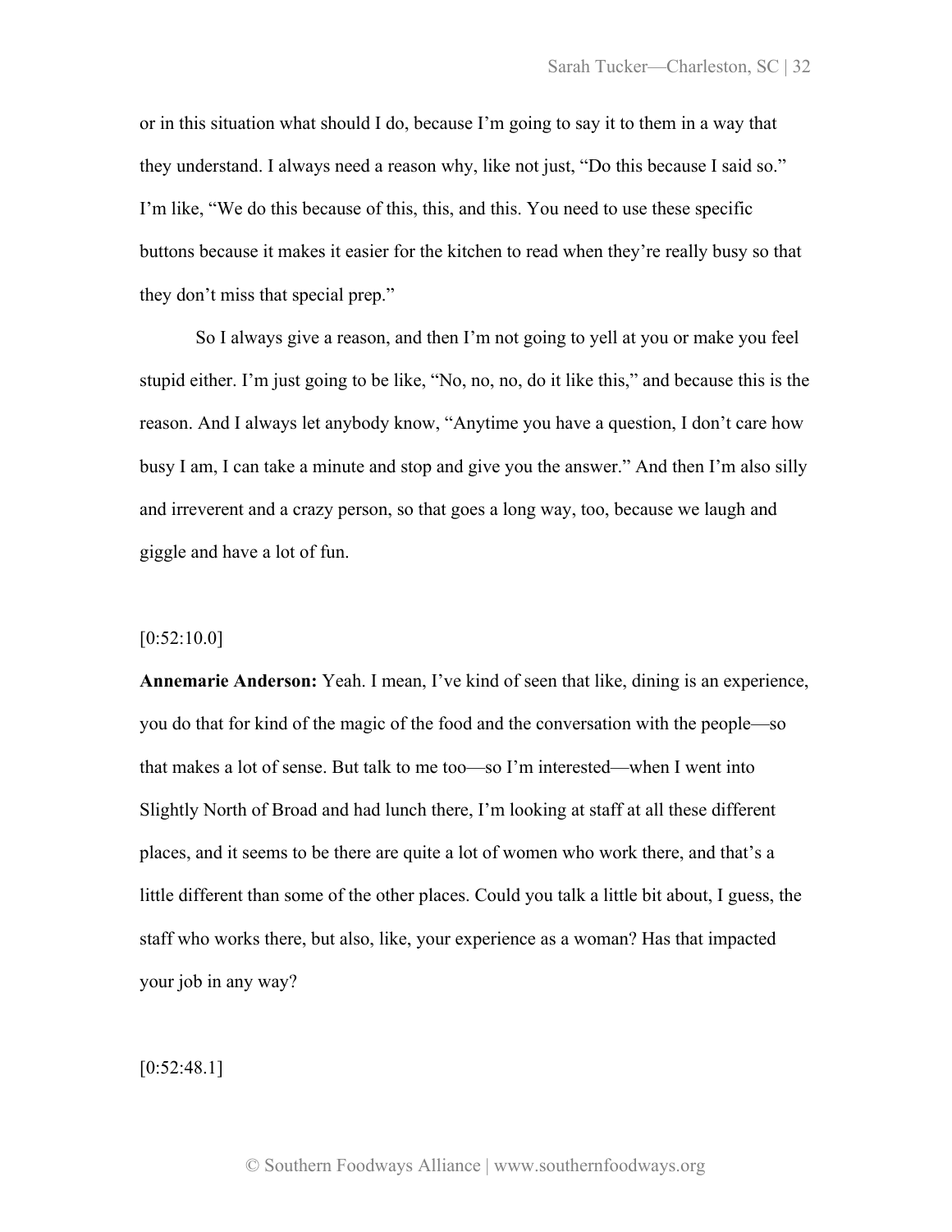or in this situation what should I do, because I'm going to say it to them in a way that they understand. I always need a reason why, like not just, "Do this because I said so." I'm like, "We do this because of this, this, and this. You need to use these specific buttons because it makes it easier for the kitchen to read when they're really busy so that they don't miss that special prep."

So I always give a reason, and then I'm not going to yell at you or make you feel stupid either. I'm just going to be like, "No, no, no, do it like this," and because this is the reason. And I always let anybody know, "Anytime you have a question, I don't care how busy I am, I can take a minute and stop and give you the answer." And then I'm also silly and irreverent and a crazy person, so that goes a long way, too, because we laugh and giggle and have a lot of fun.

[0:52:10.0]

**Annemarie Anderson:** Yeah. I mean, I've kind of seen that like, dining is an experience, you do that for kind of the magic of the food and the conversation with the people—so that makes a lot of sense. But talk to me too—so I'm interested—when I went into Slightly North of Broad and had lunch there, I'm looking at staff at all these different places, and it seems to be there are quite a lot of women who work there, and that's a little different than some of the other places. Could you talk a little bit about, I guess, the staff who works there, but also, like, your experience as a woman? Has that impacted your job in any way?

[0:52:48.1]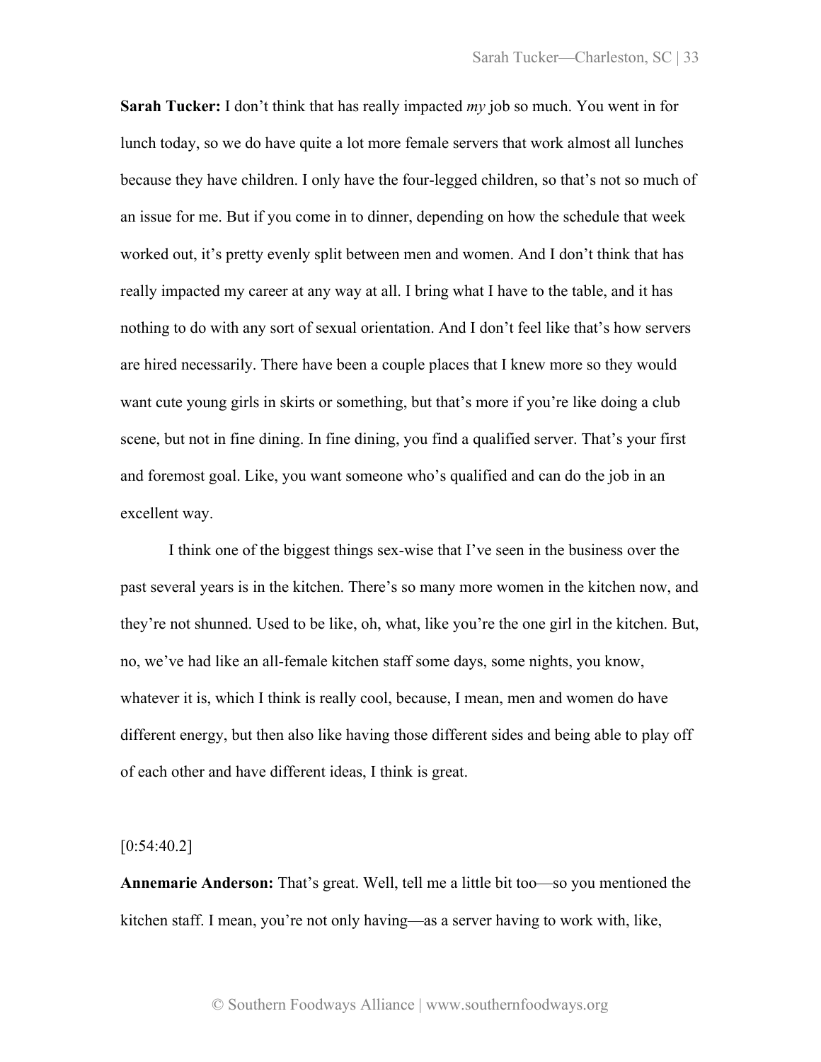**Sarah Tucker:** I don't think that has really impacted *my* job so much. You went in for lunch today, so we do have quite a lot more female servers that work almost all lunches because they have children. I only have the four-legged children, so that's not so much of an issue for me. But if you come in to dinner, depending on how the schedule that week worked out, it's pretty evenly split between men and women. And I don't think that has really impacted my career at any way at all. I bring what I have to the table, and it has nothing to do with any sort of sexual orientation. And I don't feel like that's how servers are hired necessarily. There have been a couple places that I knew more so they would want cute young girls in skirts or something, but that's more if you're like doing a club scene, but not in fine dining. In fine dining, you find a qualified server. That's your first and foremost goal. Like, you want someone who's qualified and can do the job in an excellent way.

I think one of the biggest things sex-wise that I've seen in the business over the past several years is in the kitchen. There's so many more women in the kitchen now, and they're not shunned. Used to be like, oh, what, like you're the one girl in the kitchen. But, no, we've had like an all-female kitchen staff some days, some nights, you know, whatever it is, which I think is really cool, because, I mean, men and women do have different energy, but then also like having those different sides and being able to play off of each other and have different ideas, I think is great.

[0:54:40.2]

**Annemarie Anderson:** That's great. Well, tell me a little bit too—so you mentioned the kitchen staff. I mean, you're not only having—as a server having to work with, like,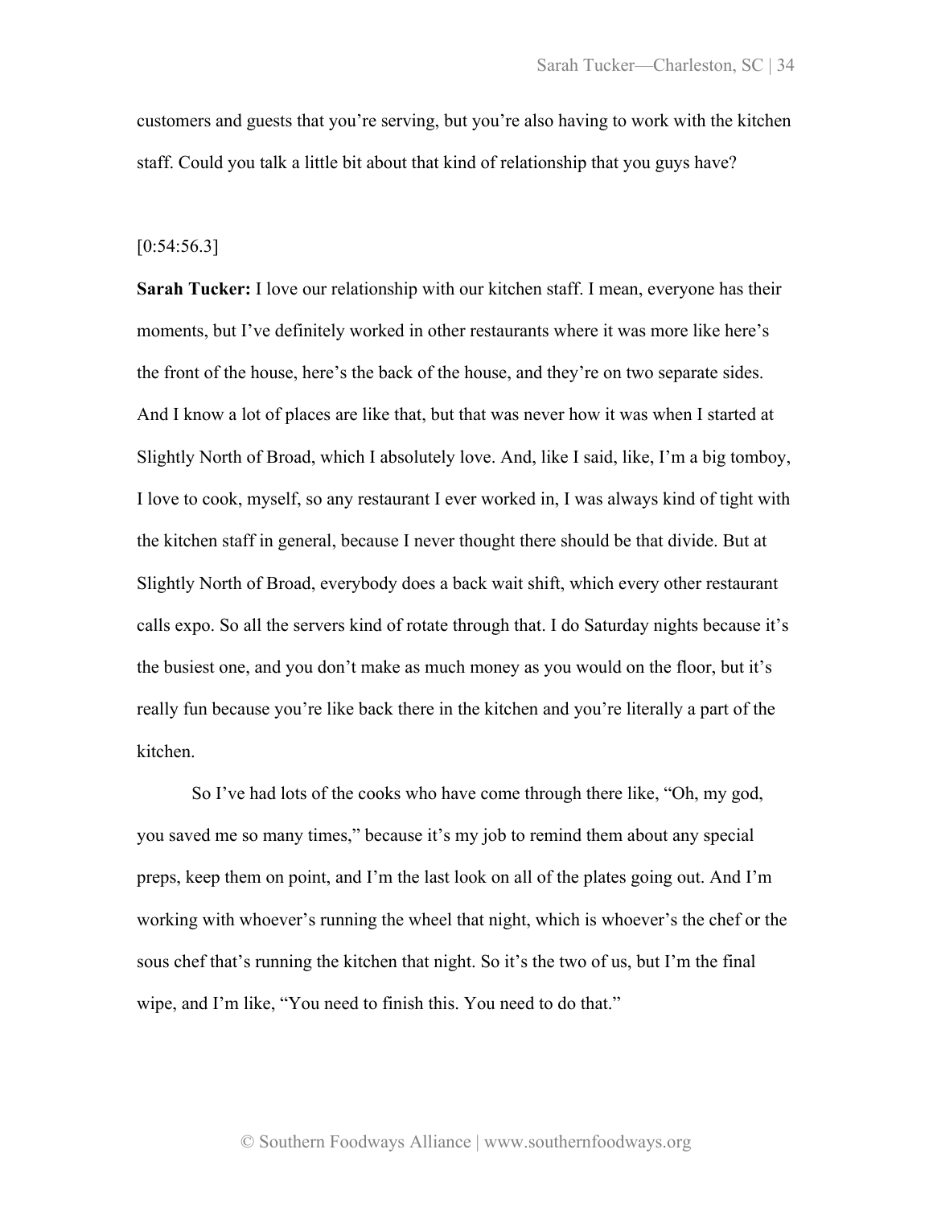customers and guests that you're serving, but you're also having to work with the kitchen staff. Could you talk a little bit about that kind of relationship that you guys have?

[0:54:56.3]

**Sarah Tucker:** I love our relationship with our kitchen staff. I mean, everyone has their moments, but I've definitely worked in other restaurants where it was more like here's the front of the house, here's the back of the house, and they're on two separate sides. And I know a lot of places are like that, but that was never how it was when I started at Slightly North of Broad, which I absolutely love. And, like I said, like, I'm a big tomboy, I love to cook, myself, so any restaurant I ever worked in, I was always kind of tight with the kitchen staff in general, because I never thought there should be that divide. But at Slightly North of Broad, everybody does a back wait shift, which every other restaurant calls expo. So all the servers kind of rotate through that. I do Saturday nights because it's the busiest one, and you don't make as much money as you would on the floor, but it's really fun because you're like back there in the kitchen and you're literally a part of the kitchen.

So I've had lots of the cooks who have come through there like, "Oh, my god, you saved me so many times," because it's my job to remind them about any special preps, keep them on point, and I'm the last look on all of the plates going out. And I'm working with whoever's running the wheel that night, which is whoever's the chef or the sous chef that's running the kitchen that night. So it's the two of us, but I'm the final wipe, and I'm like, "You need to finish this. You need to do that."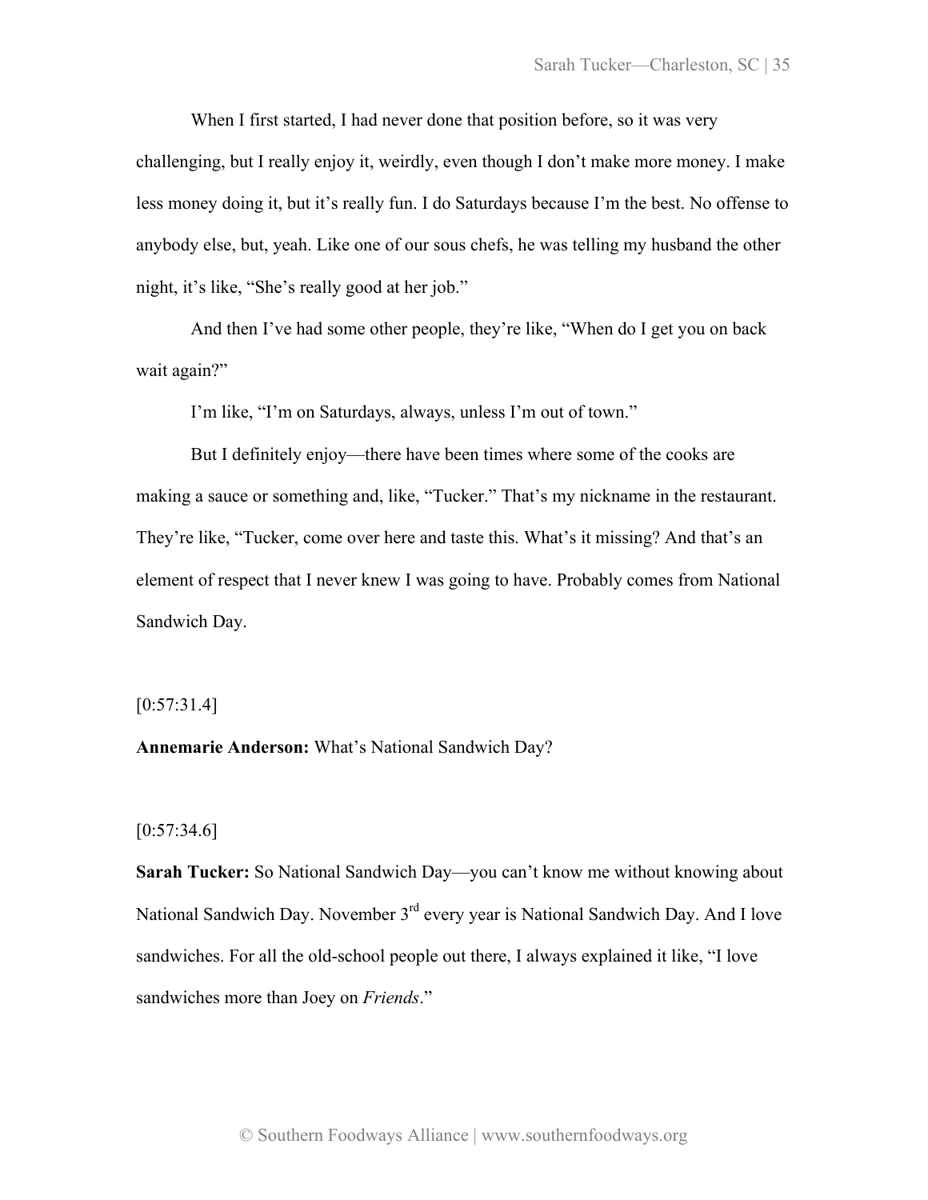When I first started, I had never done that position before, so it was very challenging, but I really enjoy it, weirdly, even though I don't make more money. I make less money doing it, but it's really fun. I do Saturdays because I'm the best. No offense to anybody else, but, yeah. Like one of our sous chefs, he was telling my husband the other night, it's like, "She's really good at her job."

And then I've had some other people, they're like, "When do I get you on back wait again?"

I'm like, "I'm on Saturdays, always, unless I'm out of town."

But I definitely enjoy—there have been times where some of the cooks are making a sauce or something and, like, "Tucker." That's my nickname in the restaurant. They're like, "Tucker, come over here and taste this. What's it missing? And that's an element of respect that I never knew I was going to have. Probably comes from National Sandwich Day.

[0:57:31.4]

**Annemarie Anderson:** What's National Sandwich Day?

[0:57:34.6]

**Sarah Tucker:** So National Sandwich Day—you can't know me without knowing about National Sandwich Day. November 3rd every year is National Sandwich Day. And I love sandwiches. For all the old-school people out there, I always explained it like, "I love sandwiches more than Joey on *Friends*."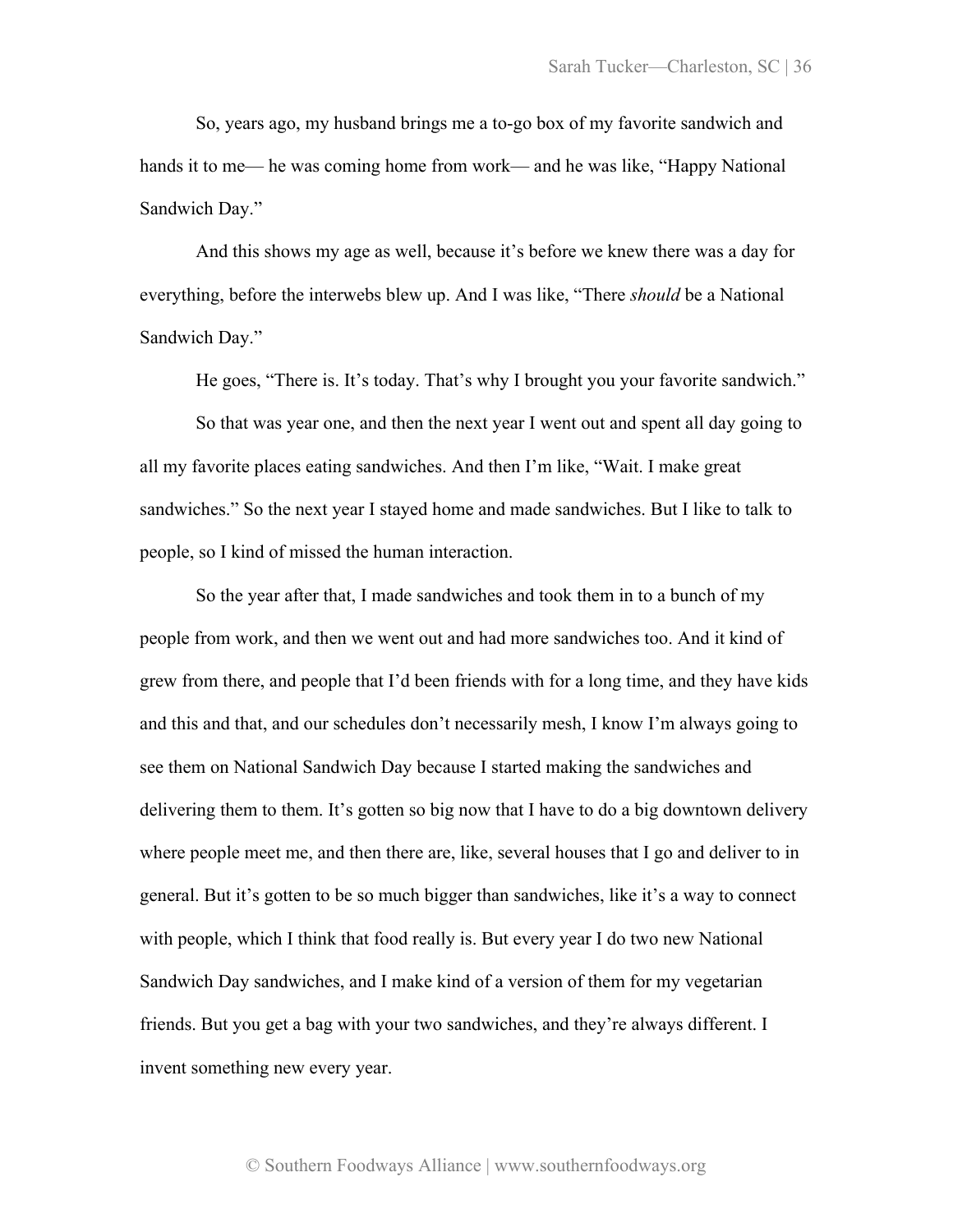So, years ago, my husband brings me a to-go box of my favorite sandwich and hands it to me— he was coming home from work— and he was like, "Happy National Sandwich Day."

And this shows my age as well, because it's before we knew there was a day for everything, before the interwebs blew up. And I was like, "There *should* be a National Sandwich Day."

He goes, "There is. It's today. That's why I brought you your favorite sandwich."

So that was year one, and then the next year I went out and spent all day going to all my favorite places eating sandwiches. And then I'm like, "Wait. I make great sandwiches." So the next year I stayed home and made sandwiches. But I like to talk to people, so I kind of missed the human interaction.

So the year after that, I made sandwiches and took them in to a bunch of my people from work, and then we went out and had more sandwiches too. And it kind of grew from there, and people that I'd been friends with for a long time, and they have kids and this and that, and our schedules don't necessarily mesh, I know I'm always going to see them on National Sandwich Day because I started making the sandwiches and delivering them to them. It's gotten so big now that I have to do a big downtown delivery where people meet me, and then there are, like, several houses that I go and deliver to in general. But it's gotten to be so much bigger than sandwiches, like it's a way to connect with people, which I think that food really is. But every year I do two new National Sandwich Day sandwiches, and I make kind of a version of them for my vegetarian friends. But you get a bag with your two sandwiches, and they're always different. I invent something new every year.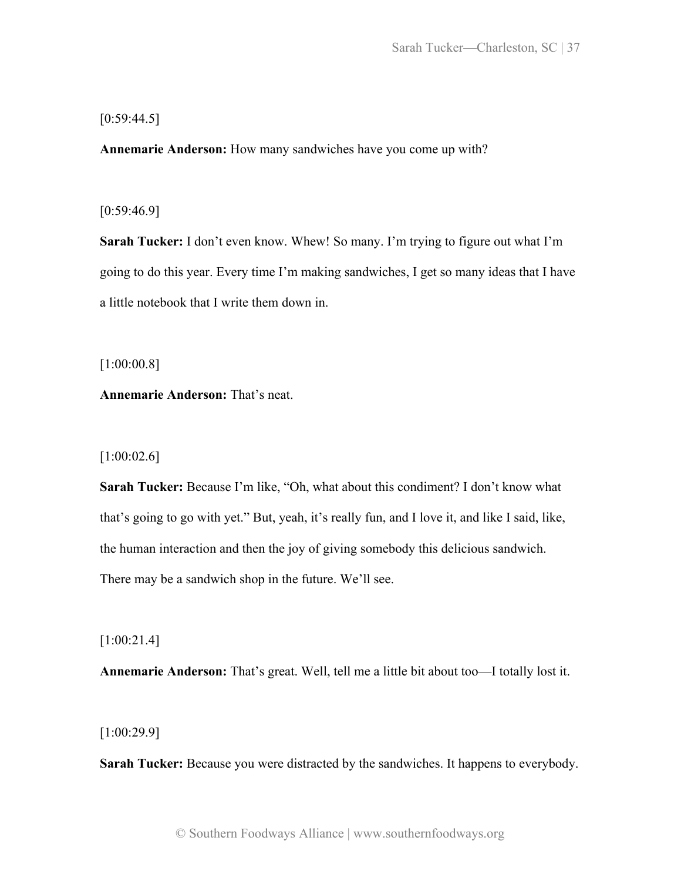[0:59:44.5]

**Annemarie Anderson:** How many sandwiches have you come up with?

[0:59:46.9]

**Sarah Tucker:** I don't even know. Whew! So many. I'm trying to figure out what I'm going to do this year. Every time I'm making sandwiches, I get so many ideas that I have a little notebook that I write them down in.

[1:00:00.8]

**Annemarie Anderson:** That's neat.

[1:00:02.6]

**Sarah Tucker:** Because I'm like, "Oh, what about this condiment? I don't know what that's going to go with yet." But, yeah, it's really fun, and I love it, and like I said, like, the human interaction and then the joy of giving somebody this delicious sandwich. There may be a sandwich shop in the future. We'll see.

[1:00:21.4]

**Annemarie Anderson:** That's great. Well, tell me a little bit about too—I totally lost it.

[1:00:29.9]

**Sarah Tucker:** Because you were distracted by the sandwiches. It happens to everybody.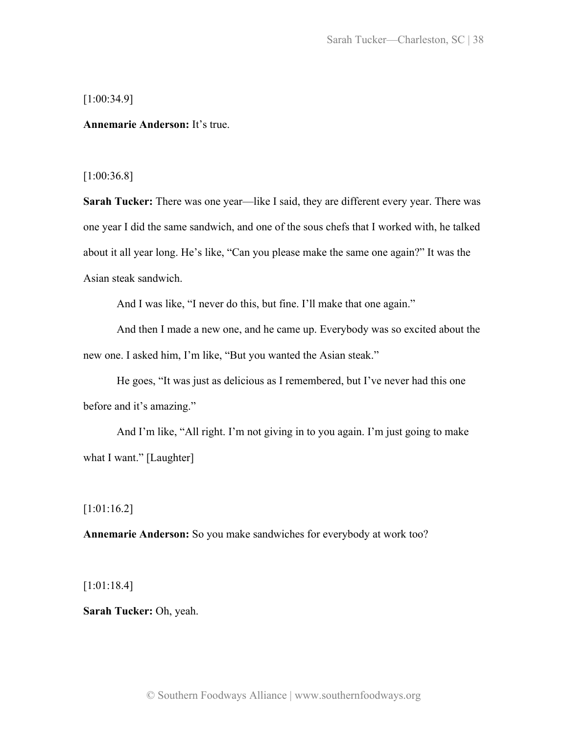[1:00:34.9]

**Annemarie Anderson:** It's true.

[1:00:36.8]

**Sarah Tucker:** There was one year—like I said, they are different every year. There was one year I did the same sandwich, and one of the sous chefs that I worked with, he talked about it all year long. He's like, "Can you please make the same one again?" It was the Asian steak sandwich.

And I was like, "I never do this, but fine. I'll make that one again."

And then I made a new one, and he came up. Everybody was so excited about the new one. I asked him, I'm like, "But you wanted the Asian steak."

He goes, "It was just as delicious as I remembered, but I've never had this one before and it's amazing."

And I'm like, "All right. I'm not giving in to you again. I'm just going to make what I want." [Laughter]

[1:01:16.2]

**Annemarie Anderson:** So you make sandwiches for everybody at work too?

[1:01:18.4]

**Sarah Tucker:** Oh, yeah.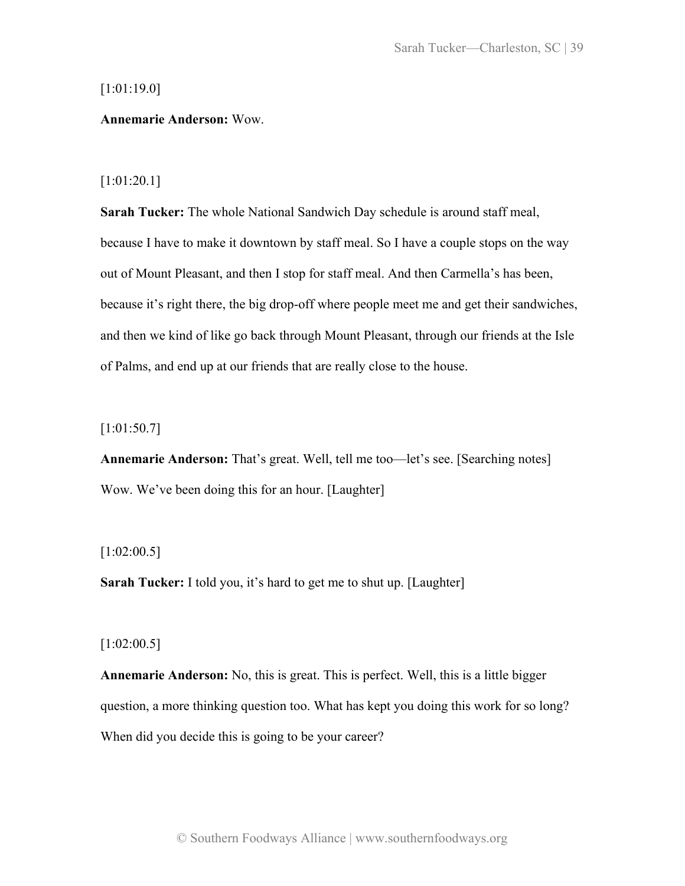[1:01:19.0]

**Annemarie Anderson:** Wow.

[1:01:20.1]

**Sarah Tucker:** The whole National Sandwich Day schedule is around staff meal, because I have to make it downtown by staff meal. So I have a couple stops on the way out of Mount Pleasant, and then I stop for staff meal. And then Carmella's has been, because it's right there, the big drop-off where people meet me and get their sandwiches, and then we kind of like go back through Mount Pleasant, through our friends at the Isle of Palms, and end up at our friends that are really close to the house.

[1:01:50.7]

**Annemarie Anderson:** That's great. Well, tell me too—let's see. [Searching notes] Wow. We've been doing this for an hour. [Laughter]

[1:02:00.5]

**Sarah Tucker:** I told you, it's hard to get me to shut up. [Laughter]

[1:02:00.5]

**Annemarie Anderson:** No, this is great. This is perfect. Well, this is a little bigger question, a more thinking question too. What has kept you doing this work for so long? When did you decide this is going to be your career?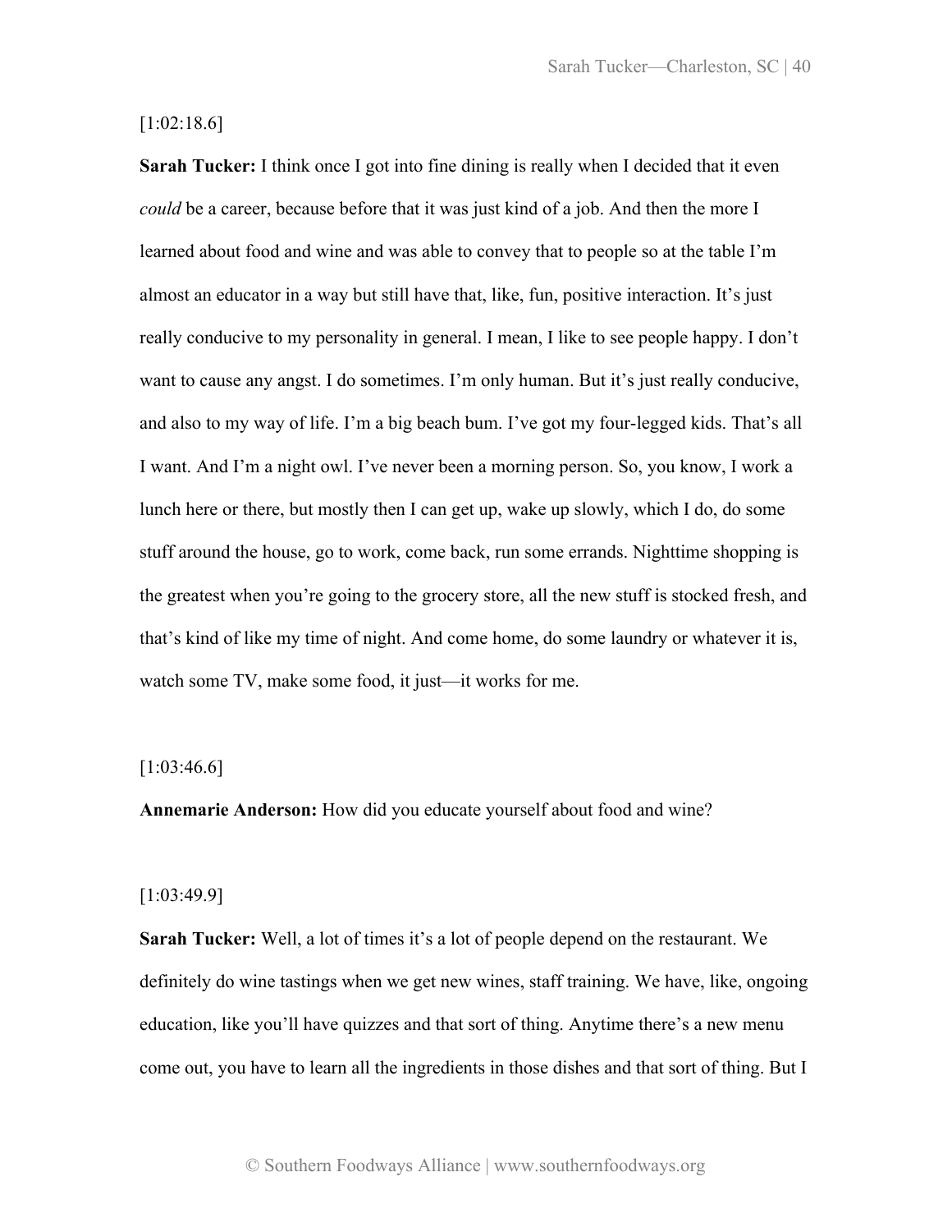[1:02:18.6]

**Sarah Tucker:** I think once I got into fine dining is really when I decided that it even *could* be a career, because before that it was just kind of a job. And then the more I learned about food and wine and was able to convey that to people so at the table I'm almost an educator in a way but still have that, like, fun, positive interaction. It's just really conducive to my personality in general. I mean, I like to see people happy. I don't want to cause any angst. I do sometimes. I'm only human. But it's just really conducive, and also to my way of life. I'm a big beach bum. I've got my four-legged kids. That's all I want. And I'm a night owl. I've never been a morning person. So, you know, I work a lunch here or there, but mostly then I can get up, wake up slowly, which I do, do some stuff around the house, go to work, come back, run some errands. Nighttime shopping is the greatest when you're going to the grocery store, all the new stuff is stocked fresh, and that's kind of like my time of night. And come home, do some laundry or whatever it is, watch some TV, make some food, it just—it works for me.

[1:03:46.6]

**Annemarie Anderson:** How did you educate yourself about food and wine?

[1:03:49.9]

**Sarah Tucker:** Well, a lot of times it's a lot of people depend on the restaurant. We definitely do wine tastings when we get new wines, staff training. We have, like, ongoing education, like you'll have quizzes and that sort of thing. Anytime there's a new menu come out, you have to learn all the ingredients in those dishes and that sort of thing. But I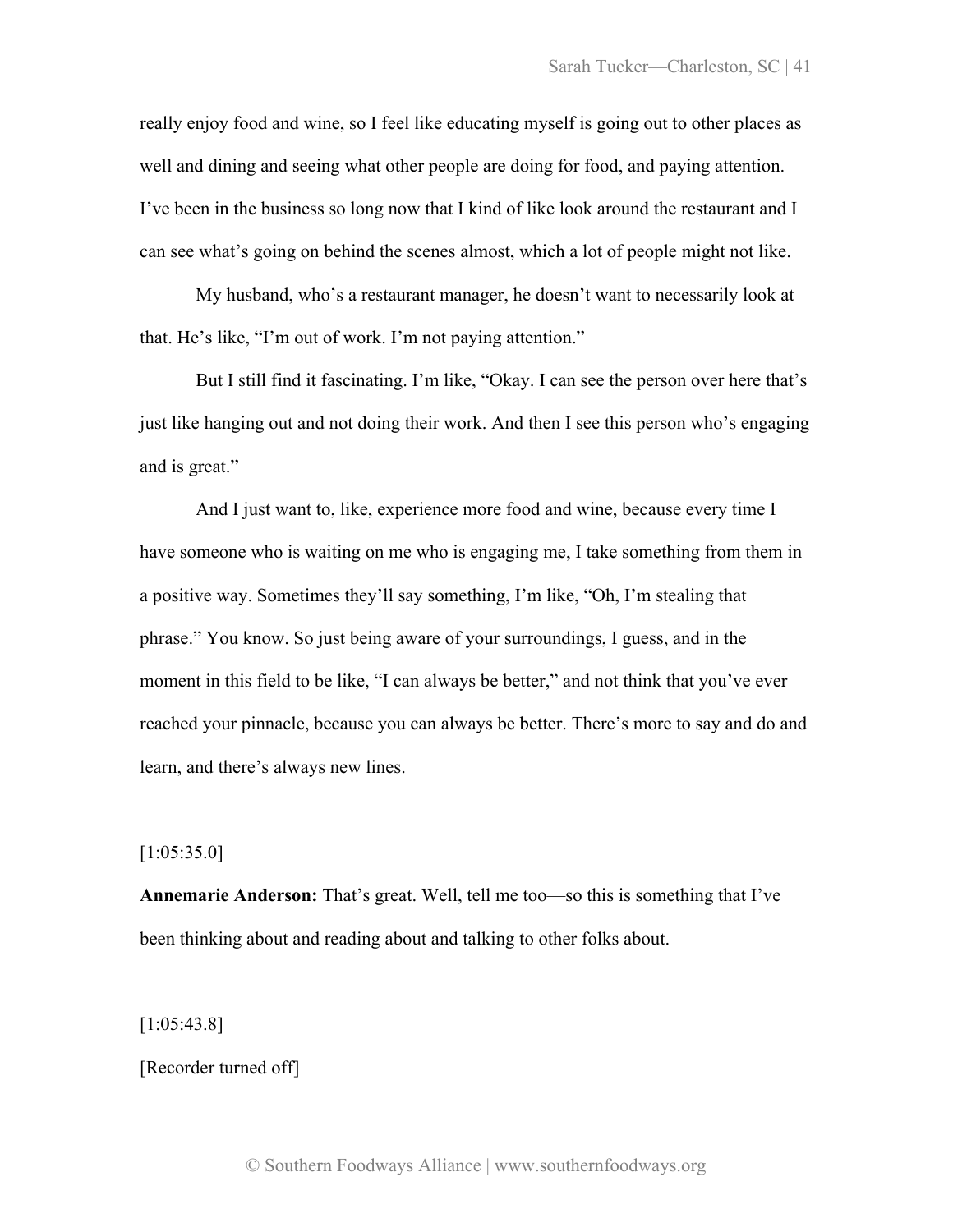really enjoy food and wine, so I feel like educating myself is going out to other places as well and dining and seeing what other people are doing for food, and paying attention. I've been in the business so long now that I kind of like look around the restaurant and I can see what's going on behind the scenes almost, which a lot of people might not like.

My husband, who's a restaurant manager, he doesn't want to necessarily look at that. He's like, "I'm out of work. I'm not paying attention."

But I still find it fascinating. I'm like, "Okay. I can see the person over here that's just like hanging out and not doing their work. And then I see this person who's engaging and is great."

And I just want to, like, experience more food and wine, because every time I have someone who is waiting on me who is engaging me, I take something from them in a positive way. Sometimes they'll say something, I'm like, "Oh, I'm stealing that phrase." You know. So just being aware of your surroundings, I guess, and in the moment in this field to be like, "I can always be better," and not think that you've ever reached your pinnacle, because you can always be better. There's more to say and do and learn, and there's always new lines.

[1:05:35.0]

**Annemarie Anderson:** That's great. Well, tell me too—so this is something that I've been thinking about and reading about and talking to other folks about.

[1:05:43.8]

[Recorder turned off]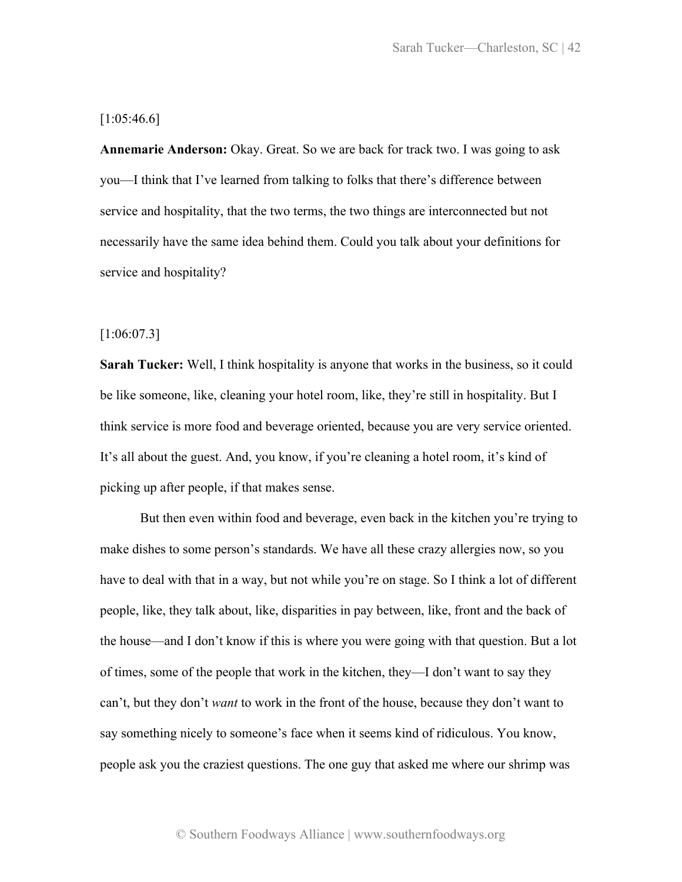[1:05:46.6]

**Annemarie Anderson:** Okay. Great. So we are back for track two. I was going to ask you—I think that I've learned from talking to folks that there's difference between service and hospitality, that the two terms, the two things are interconnected but not necessarily have the same idea behind them. Could you talk about your definitions for service and hospitality?

[1:06:07.3]

**Sarah Tucker:** Well, I think hospitality is anyone that works in the business, so it could be like someone, like, cleaning your hotel room, like, they're still in hospitality. But I think service is more food and beverage oriented, because you are very service oriented. It's all about the guest. And, you know, if you're cleaning a hotel room, it's kind of picking up after people, if that makes sense.

But then even within food and beverage, even back in the kitchen you're trying to make dishes to some person's standards. We have all these crazy allergies now, so you have to deal with that in a way, but not while you're on stage. So I think a lot of different people, like, they talk about, like, disparities in pay between, like, front and the back of the house—and I don't know if this is where you were going with that question. But a lot of times, some of the people that work in the kitchen, they—I don't want to say they can't, but they don't *want* to work in the front of the house, because they don't want to say something nicely to someone's face when it seems kind of ridiculous. You know, people ask you the craziest questions. The one guy that asked me where our shrimp was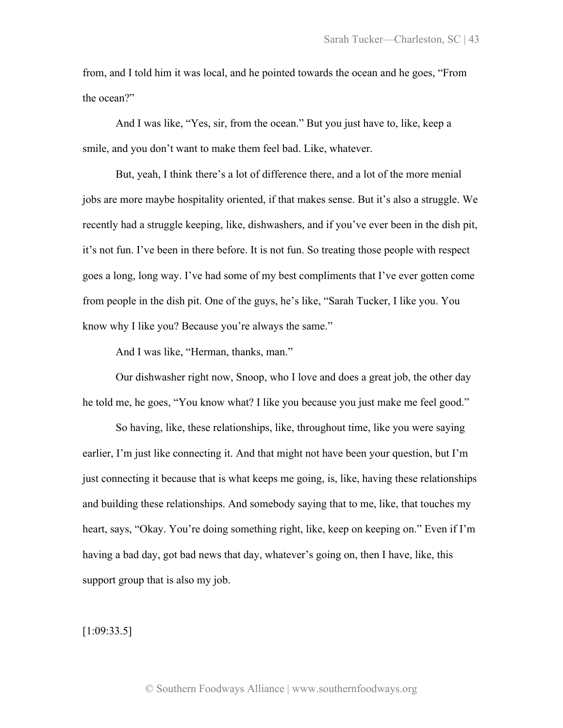from, and I told him it was local, and he pointed towards the ocean and he goes, "From the ocean?"

And I was like, "Yes, sir, from the ocean." But you just have to, like, keep a smile, and you don't want to make them feel bad. Like, whatever.

But, yeah, I think there's a lot of difference there, and a lot of the more menial jobs are more maybe hospitality oriented, if that makes sense. But it's also a struggle. We recently had a struggle keeping, like, dishwashers, and if you've ever been in the dish pit, it's not fun. I've been in there before. It is not fun. So treating those people with respect goes a long, long way. I've had some of my best compliments that I've ever gotten come from people in the dish pit. One of the guys, he's like, "Sarah Tucker, I like you. You know why I like you? Because you're always the same."

And I was like, "Herman, thanks, man."

Our dishwasher right now, Snoop, who I love and does a great job, the other day he told me, he goes, "You know what? I like you because you just make me feel good."

So having, like, these relationships, like, throughout time, like you were saying earlier, I'm just like connecting it. And that might not have been your question, but I'm just connecting it because that is what keeps me going, is, like, having these relationships and building these relationships. And somebody saying that to me, like, that touches my heart, says, "Okay. You're doing something right, like, keep on keeping on." Even if I'm having a bad day, got bad news that day, whatever's going on, then I have, like, this support group that is also my job.

[1:09:33.5]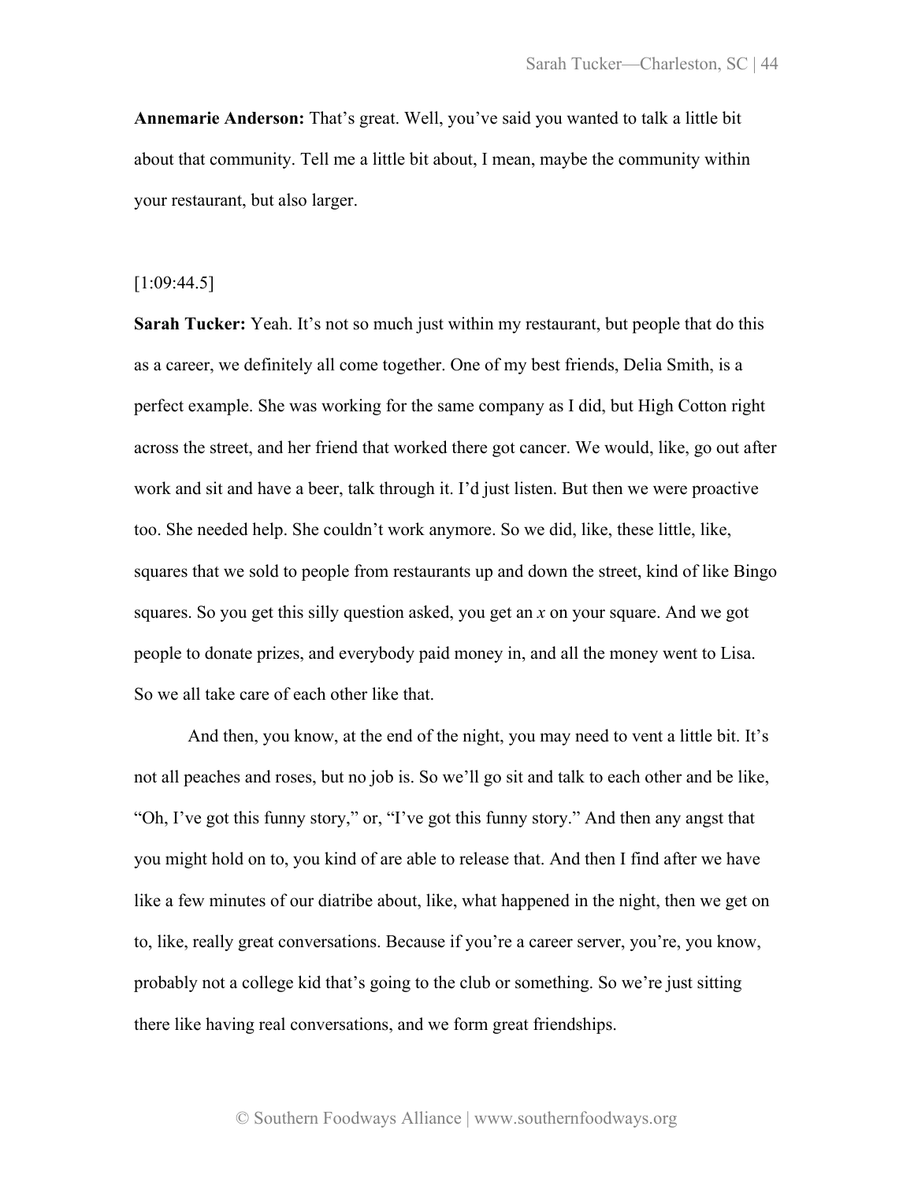**Annemarie Anderson:** That's great. Well, you've said you wanted to talk a little bit about that community. Tell me a little bit about, I mean, maybe the community within your restaurant, but also larger.

[1:09:44.5]

**Sarah Tucker:** Yeah. It's not so much just within my restaurant, but people that do this as a career, we definitely all come together. One of my best friends, Delia Smith, is a perfect example. She was working for the same company as I did, but High Cotton right across the street, and her friend that worked there got cancer. We would, like, go out after work and sit and have a beer, talk through it. I'd just listen. But then we were proactive too. She needed help. She couldn't work anymore. So we did, like, these little, like, squares that we sold to people from restaurants up and down the street, kind of like Bingo squares. So you get this silly question asked, you get an *x* on your square. And we got people to donate prizes, and everybody paid money in, and all the money went to Lisa. So we all take care of each other like that.

And then, you know, at the end of the night, you may need to vent a little bit. It's not all peaches and roses, but no job is. So we'll go sit and talk to each other and be like, "Oh, I've got this funny story," or, "I've got this funny story." And then any angst that you might hold on to, you kind of are able to release that. And then I find after we have like a few minutes of our diatribe about, like, what happened in the night, then we get on to, like, really great conversations. Because if you're a career server, you're, you know, probably not a college kid that's going to the club or something. So we're just sitting there like having real conversations, and we form great friendships.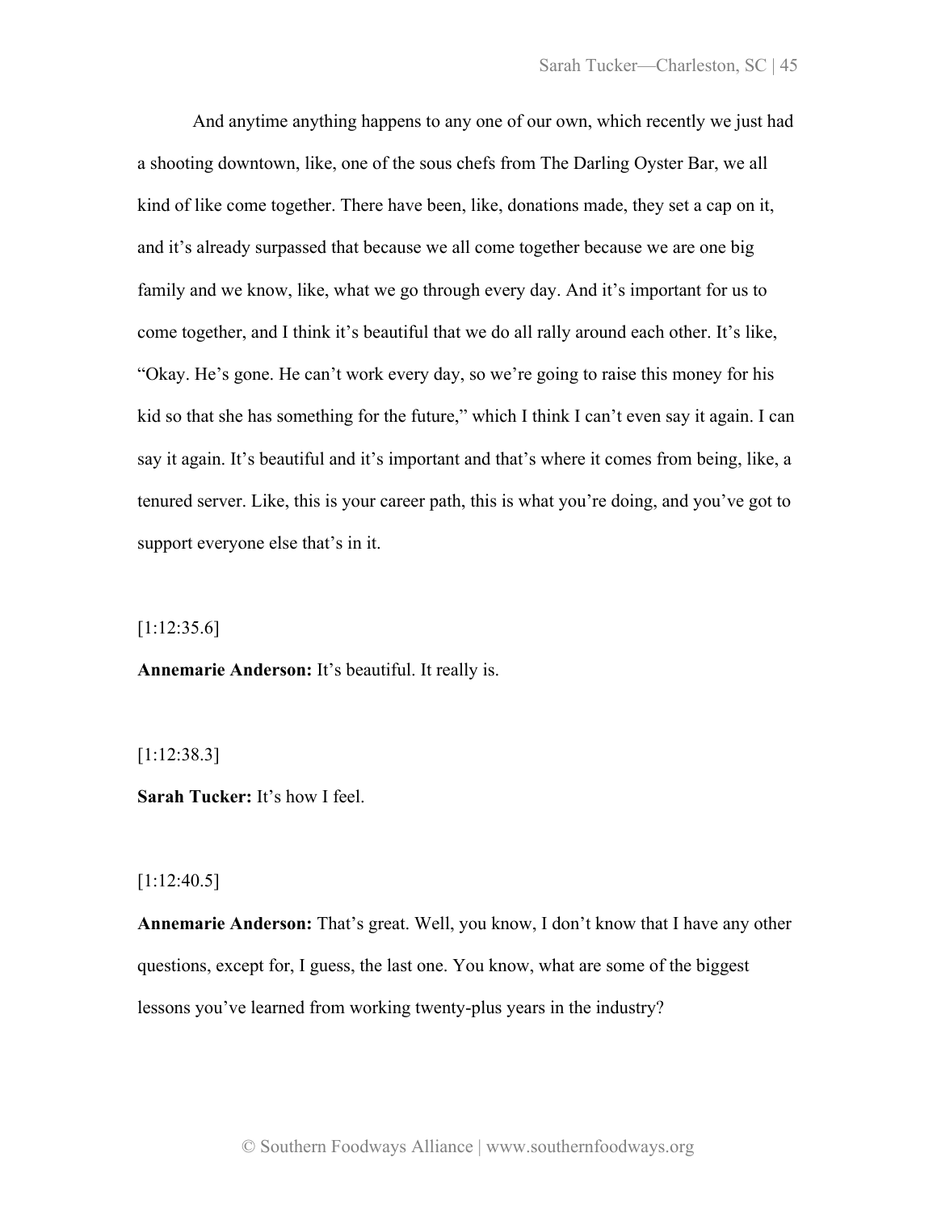And anytime anything happens to any one of our own, which recently we just had a shooting downtown, like, one of the sous chefs from The Darling Oyster Bar, we all kind of like come together. There have been, like, donations made, they set a cap on it, and it's already surpassed that because we all come together because we are one big family and we know, like, what we go through every day. And it's important for us to come together, and I think it's beautiful that we do all rally around each other. It's like, "Okay. He's gone. He can't work every day, so we're going to raise this money for his kid so that she has something for the future," which I think I can't even say it again. I can say it again. It's beautiful and it's important and that's where it comes from being, like, a tenured server. Like, this is your career path, this is what you're doing, and you've got to support everyone else that's in it.

[1:12:35.6]

**Annemarie Anderson:** It's beautiful. It really is.

[1:12:38.3]

**Sarah Tucker:** It's how I feel.

[1:12:40.5]

**Annemarie Anderson:** That's great. Well, you know, I don't know that I have any other questions, except for, I guess, the last one. You know, what are some of the biggest lessons you've learned from working twenty-plus years in the industry?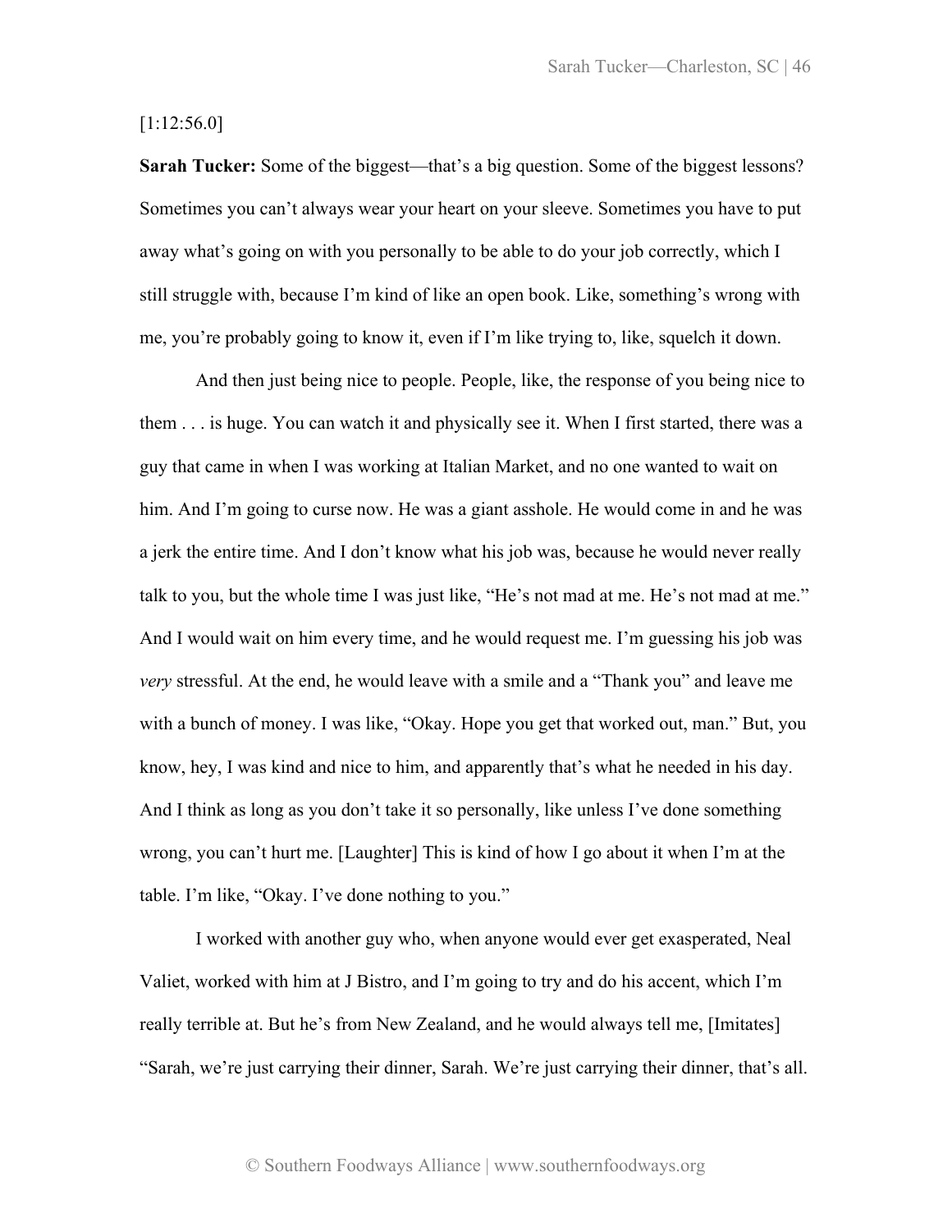[1:12:56.0]

**Sarah Tucker:** Some of the biggest—that's a big question. Some of the biggest lessons? Sometimes you can't always wear your heart on your sleeve. Sometimes you have to put away what's going on with you personally to be able to do your job correctly, which I still struggle with, because I'm kind of like an open book. Like, something's wrong with me, you're probably going to know it, even if I'm like trying to, like, squelch it down.

And then just being nice to people. People, like, the response of you being nice to them . . . is huge. You can watch it and physically see it. When I first started, there was a guy that came in when I was working at Italian Market, and no one wanted to wait on him. And I'm going to curse now. He was a giant asshole. He would come in and he was a jerk the entire time. And I don't know what his job was, because he would never really talk to you, but the whole time I was just like, "He's not mad at me. He's not mad at me." And I would wait on him every time, and he would request me. I'm guessing his job was *very* stressful. At the end, he would leave with a smile and a "Thank you" and leave me with a bunch of money. I was like, "Okay. Hope you get that worked out, man." But, you know, hey, I was kind and nice to him, and apparently that's what he needed in his day. And I think as long as you don't take it so personally, like unless I've done something wrong, you can't hurt me. [Laughter] This is kind of how I go about it when I'm at the table. I'm like, "Okay. I've done nothing to you."

I worked with another guy who, when anyone would ever get exasperated, Neal Valiet, worked with him at J Bistro, and I'm going to try and do his accent, which I'm really terrible at. But he's from New Zealand, and he would always tell me, [Imitates] "Sarah, we're just carrying their dinner, Sarah. We're just carrying their dinner, that's all.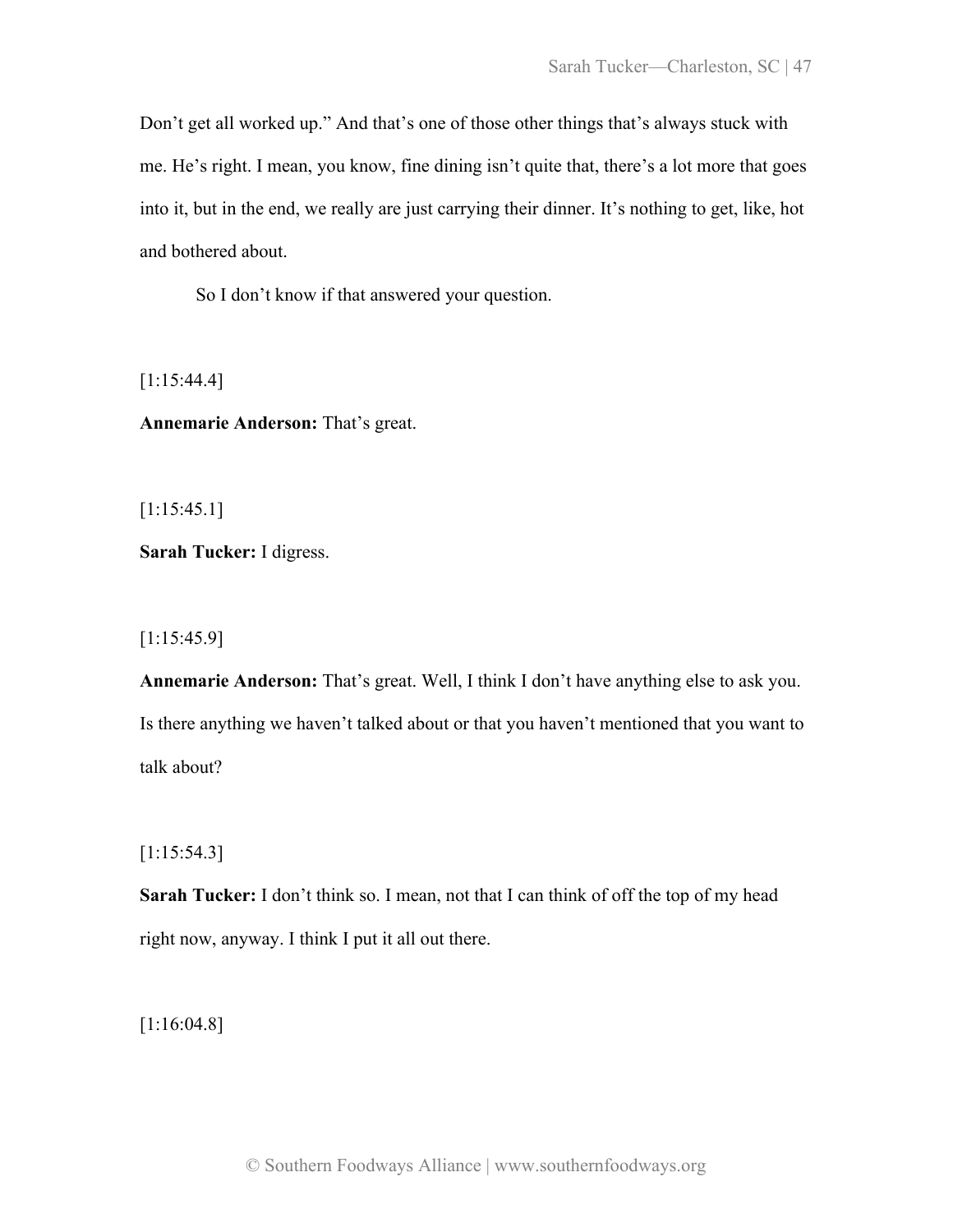Don't get all worked up." And that's one of those other things that's always stuck with me. He's right. I mean, you know, fine dining isn't quite that, there's a lot more that goes into it, but in the end, we really are just carrying their dinner. It's nothing to get, like, hot and bothered about.

So I don't know if that answered your question.

[1:15:44.4]

**Annemarie Anderson:** That's great.

[1:15:45.1]

**Sarah Tucker:** I digress.

[1:15:45.9]

**Annemarie Anderson:** That's great. Well, I think I don't have anything else to ask you. Is there anything we haven't talked about or that you haven't mentioned that you want to talk about?

[1:15:54.3]

**Sarah Tucker:** I don't think so. I mean, not that I can think of off the top of my head right now, anyway. I think I put it all out there.

[1:16:04.8]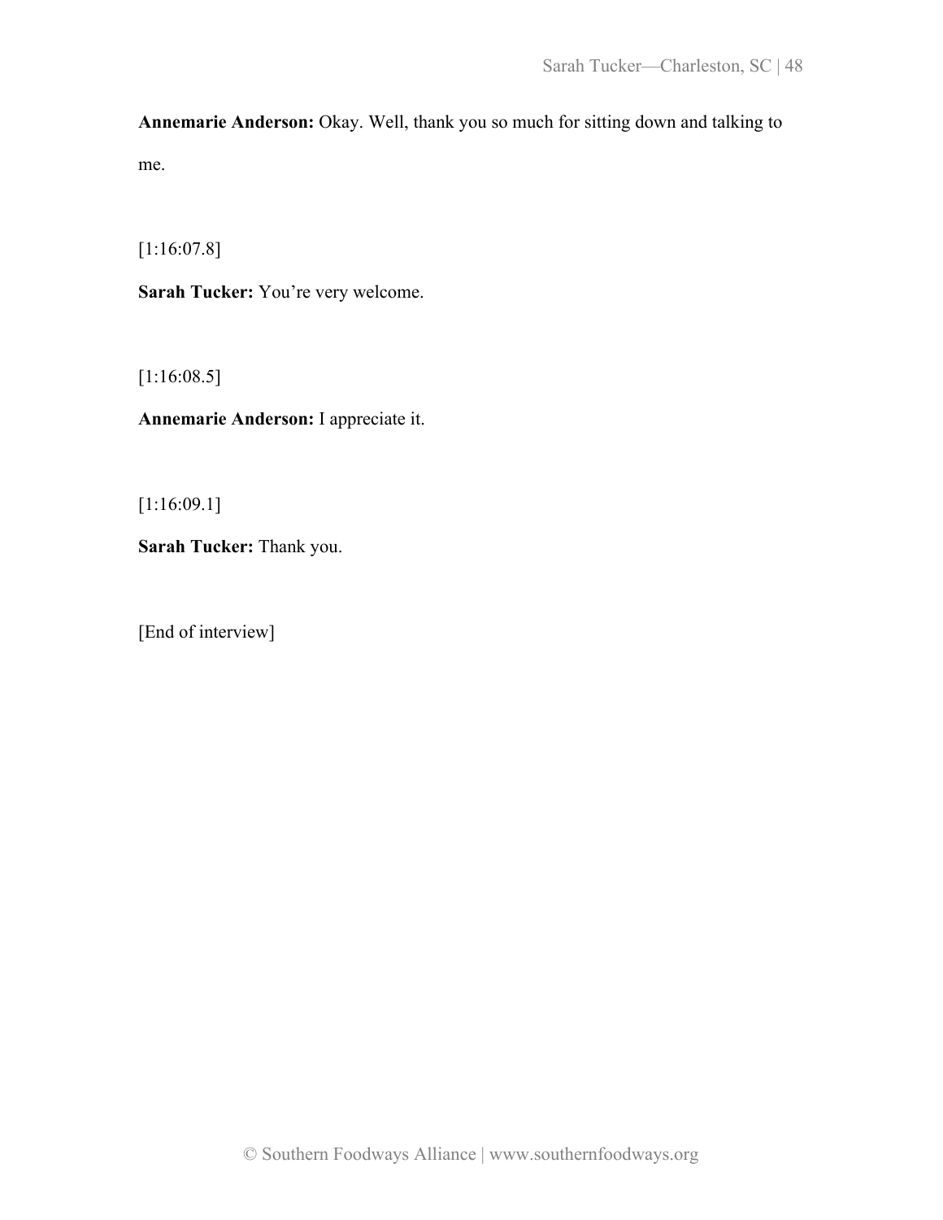**Annemarie Anderson:** Okay. Well, thank you so much for sitting down and talking to me.

[1:16:07.8]

**Sarah Tucker:** You're very welcome.

[1:16:08.5]

**Annemarie Anderson:** I appreciate it.

[1:16:09.1]

**Sarah Tucker:** Thank you.

[End of interview]